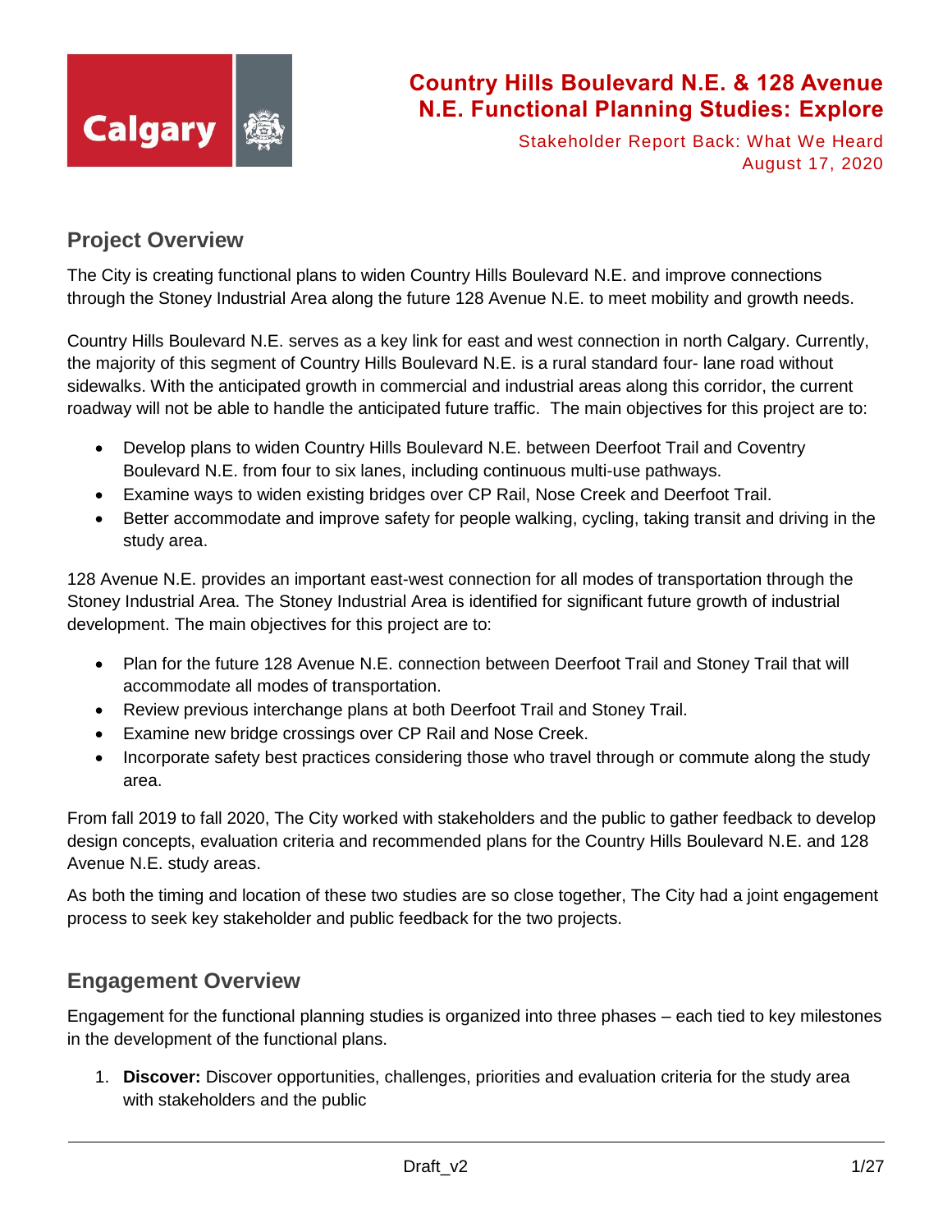# Country Hills Boulevard N.E. & 128 Avenue N.E. Functional Planning Studies: Explore

Stakeholder Report Back: What We Heard
August 17, 2020

## Project Overview

The City is creating functional plans to widen Country Hills Boulevard N.E. and improve connections through the Stoney Industrial Area along the future 128 Avenue N.E. to meet mobility and growth needs.

Country Hills Boulevard N.E. serves as a key link for east and west connection in north Calgary. Currently, the majority of this segment of Country Hills Boulevard N.E. is a rural standard four- lane road without sidewalks. With the anticipated growth in commercial and industrial areas along this corridor, the current roadway will not be able to handle the anticipated future traffic. The main objectives for this project are to:

- Develop plans to widen Country Hills Boulevard N.E. between Deerfoot Trail and Coventry Boulevard N.E. from four to six lanes, including continuous multi-use pathways.
- Examine ways to widen existing bridges over CP Rail, Nose Creek and Deerfoot Trail.
- Better accommodate and improve safety for people walking, cycling, taking transit and driving in the study area.

128 Avenue N.E. provides an important east-west connection for all modes of transportation through the Stoney Industrial Area. The Stoney Industrial Area is identified for significant future growth of industrial development. The main objectives for this project are to:

- Plan for the future 128 Avenue N.E. connection between Deerfoot Trail and Stoney Trail that will accommodate all modes of transportation.
- Review previous interchange plans at both Deerfoot Trail and Stoney Trail.
- Examine new bridge crossings over CP Rail and Nose Creek.
- Incorporate safety best practices considering those who travel through or commute along the study area.

From fall 2019 to fall 2020, The City worked with stakeholders and the public to gather feedback to develop design concepts, evaluation criteria and recommended plans for the Country Hills Boulevard N.E. and 128 Avenue N.E. study areas.

As both the timing and location of these two studies are so close together, The City had a joint engagement process to seek key stakeholder and public feedback for the two projects.

## Engagement Overview

Engagement for the functional planning studies is organized into three phases – each tied to key milestones in the development of the functional plans.

1. **Discover:** Discover opportunities, challenges, priorities and evaluation criteria for the study area with stakeholders and the public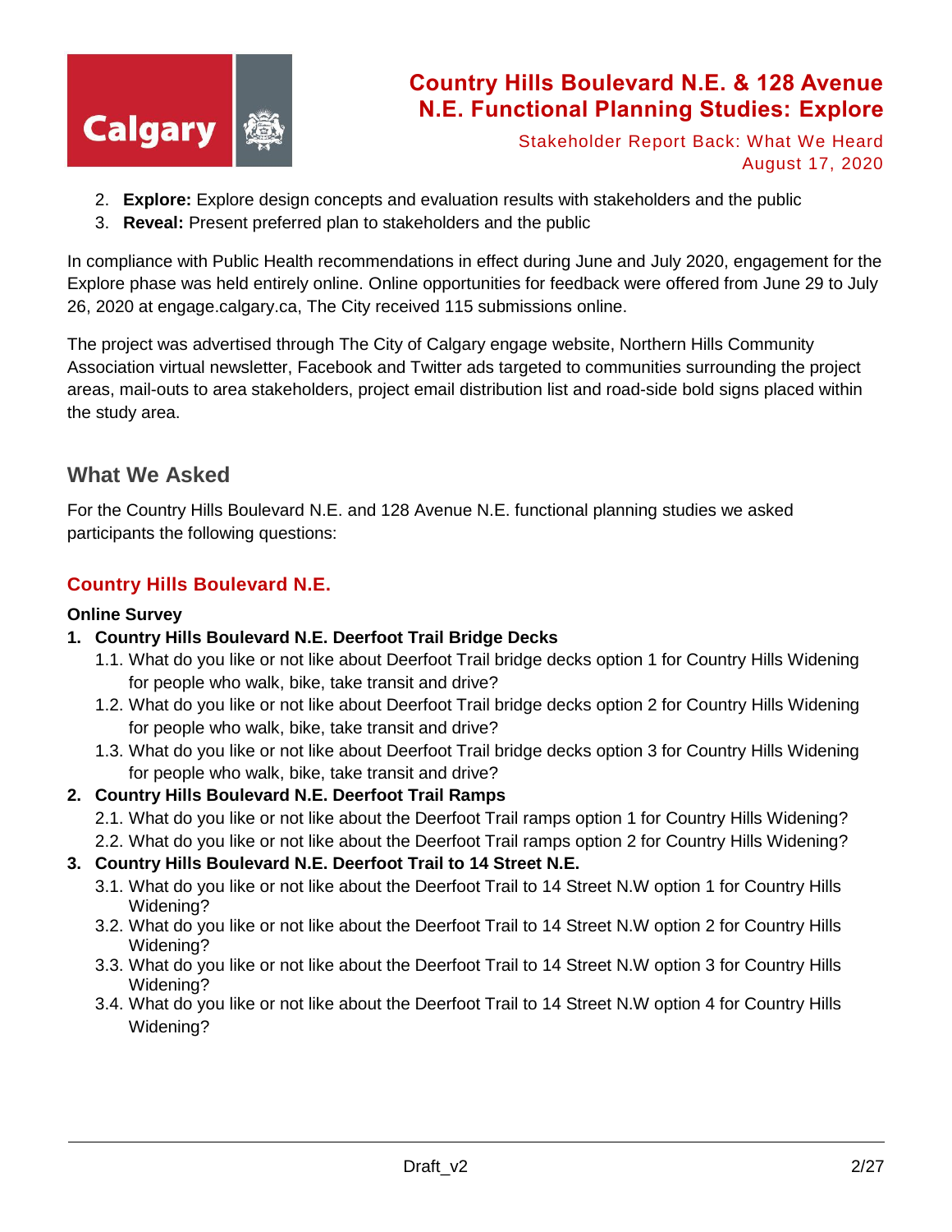2. **Explore:** Explore design concepts and evaluation results with stakeholders and the public
3. **Reveal:** Present preferred plan to stakeholders and the public

In compliance with Public Health recommendations in effect during June and July 2020, engagement for the Explore phase was held entirely online. Online opportunities for feedback were offered from June 29 to July 26, 2020 at engage.calgary.ca, The City received 115 submissions online.

The project was advertised through The City of Calgary engage website, Northern Hills Community Association virtual newsletter, Facebook and Twitter ads targeted to communities surrounding the project areas, mail-outs to area stakeholders, project email distribution list and road-side bold signs placed within the study area.

## What We Asked

For the Country Hills Boulevard N.E. and 128 Avenue N.E. functional planning studies we asked participants the following questions:

### Country Hills Boulevard N.E.

**Online Survey**

1. **Country Hills Boulevard N.E. Deerfoot Trail Bridge Decks**
   1.1. What do you like or not like about Deerfoot Trail bridge decks option 1 for Country Hills Widening for people who walk, bike, take transit and drive?
   1.2. What do you like or not like about Deerfoot Trail bridge decks option 2 for Country Hills Widening for people who walk, bike, take transit and drive?
   1.3. What do you like or not like about Deerfoot Trail bridge decks option 3 for Country Hills Widening for people who walk, bike, take transit and drive?
2. **Country Hills Boulevard N.E. Deerfoot Trail Ramps**
   2.1. What do you like or not like about the Deerfoot Trail ramps option 1 for Country Hills Widening?
   2.2. What do you like or not like about the Deerfoot Trail ramps option 2 for Country Hills Widening?
3. **Country Hills Boulevard N.E. Deerfoot Trail to 14 Street N.E.**
   3.1. What do you like or not like about the Deerfoot Trail to 14 Street N.W option 1 for Country Hills Widening?
   3.2. What do you like or not like about the Deerfoot Trail to 14 Street N.W option 2 for Country Hills Widening?
   3.3. What do you like or not like about the Deerfoot Trail to 14 Street N.W option 3 for Country Hills Widening?
   3.4. What do you like or not like about the Deerfoot Trail to 14 Street N.W option 4 for Country Hills Widening?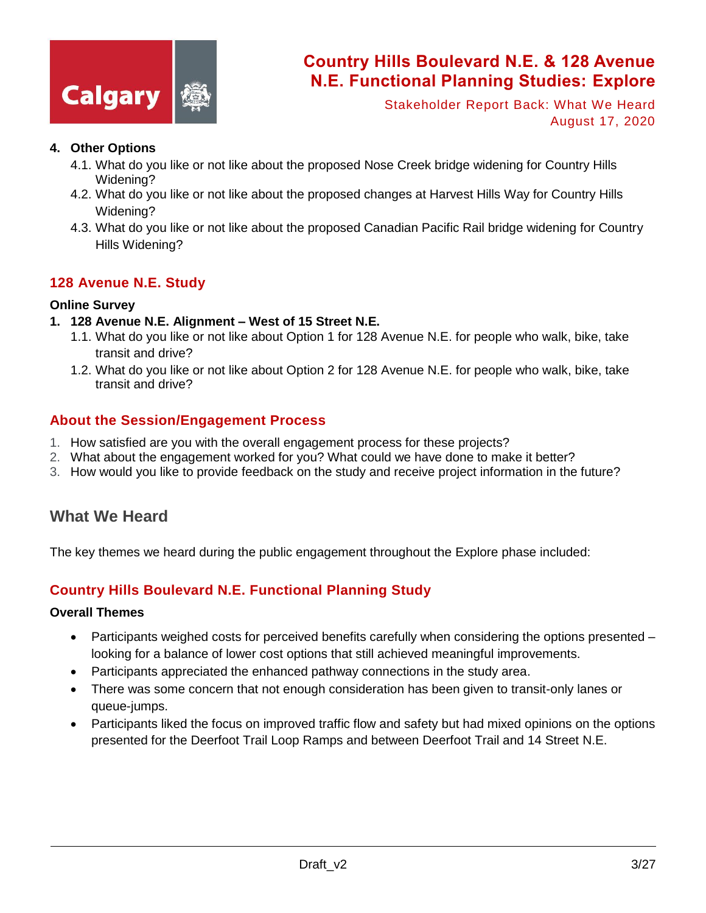**4. Other Options**

- 4.1. What do you like or not like about the proposed Nose Creek bridge widening for Country Hills Widening?
- 4.2. What do you like or not like about the proposed changes at Harvest Hills Way for Country Hills Widening?
- 4.3. What do you like or not like about the proposed Canadian Pacific Rail bridge widening for Country Hills Widening?

## 128 Avenue N.E. Study

**Online Survey**

**1. 128 Avenue N.E. Alignment – West of 15 Street N.E.**

- 1.1. What do you like or not like about Option 1 for 128 Avenue N.E. for people who walk, bike, take transit and drive?
- 1.2. What do you like or not like about Option 2 for 128 Avenue N.E. for people who walk, bike, take transit and drive?

## About the Session/Engagement Process

1. How satisfied are you with the overall engagement process for these projects?
2. What about the engagement worked for you? What could we have done to make it better?
3. How would you like to provide feedback on the study and receive project information in the future?

# What We Heard

The key themes we heard during the public engagement throughout the Explore phase included:

## Country Hills Boulevard N.E. Functional Planning Study

**Overall Themes**

- Participants weighed costs for perceived benefits carefully when considering the options presented – looking for a balance of lower cost options that still achieved meaningful improvements.
- Participants appreciated the enhanced pathway connections in the study area.
- There was some concern that not enough consideration has been given to transit-only lanes or queue-jumps.
- Participants liked the focus on improved traffic flow and safety but had mixed opinions on the options presented for the Deerfoot Trail Loop Ramps and between Deerfoot Trail and 14 Street N.E.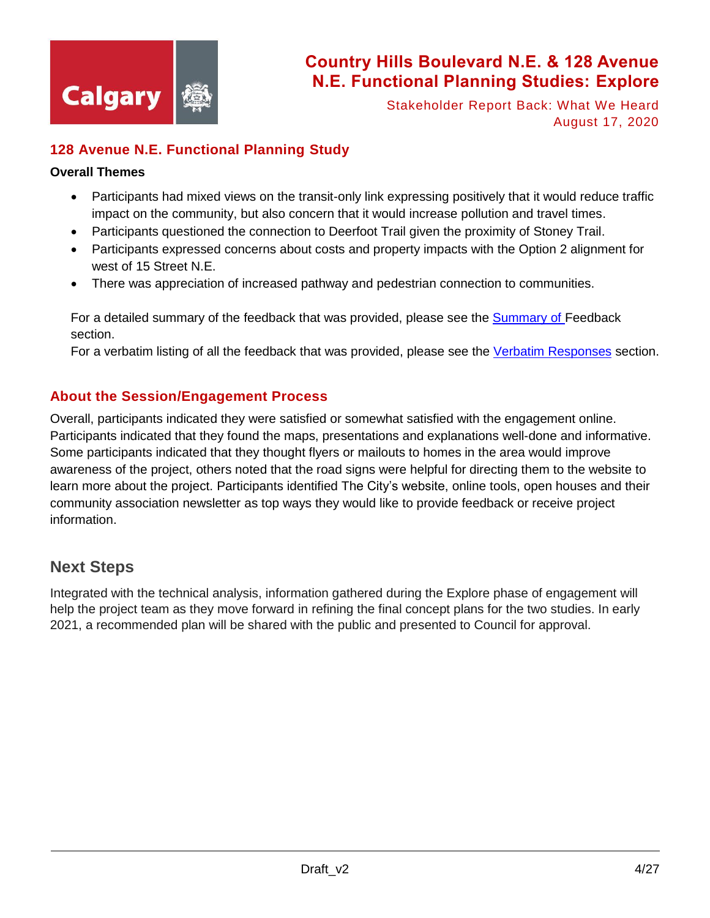## 128 Avenue N.E. Functional Planning Study

**Overall Themes**

- Participants had mixed views on the transit-only link expressing positively that it would reduce traffic impact on the community, but also concern that it would increase pollution and travel times.
- Participants questioned the connection to Deerfoot Trail given the proximity of Stoney Trail.
- Participants expressed concerns about costs and property impacts with the Option 2 alignment for west of 15 Street N.E.
- There was appreciation of increased pathway and pedestrian connection to communities.

For a detailed summary of the feedback that was provided, please see the Summary of Feedback section.
For a verbatim listing of all the feedback that was provided, please see the Verbatim Responses section.

## About the Session/Engagement Process

Overall, participants indicated they were satisfied or somewhat satisfied with the engagement online. Participants indicated that they found the maps, presentations and explanations well-done and informative. Some participants indicated that they thought flyers or mailouts to homes in the area would improve awareness of the project, others noted that the road signs were helpful for directing them to the website to learn more about the project. Participants identified The City's website, online tools, open houses and their community association newsletter as top ways they would like to provide feedback or receive project information.

## Next Steps

Integrated with the technical analysis, information gathered during the Explore phase of engagement will help the project team as they move forward in refining the final concept plans for the two studies. In early 2021, a recommended plan will be shared with the public and presented to Council for approval.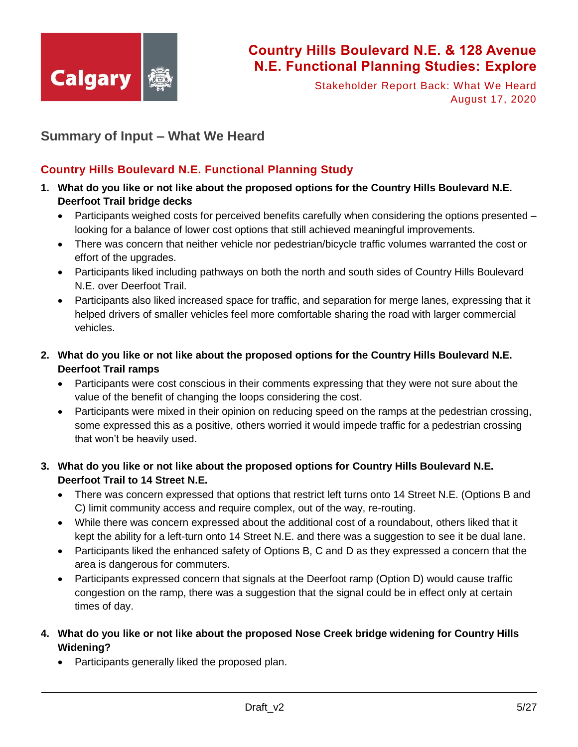## Summary of Input – What We Heard

### Country Hills Boulevard N.E. Functional Planning Study

1. **What do you like or not like about the proposed options for the Country Hills Boulevard N.E. Deerfoot Trail bridge decks**
   - Participants weighed costs for perceived benefits carefully when considering the options presented – looking for a balance of lower cost options that still achieved meaningful improvements.
   - There was concern that neither vehicle nor pedestrian/bicycle traffic volumes warranted the cost or effort of the upgrades.
   - Participants liked including pathways on both the north and south sides of Country Hills Boulevard N.E. over Deerfoot Trail.
   - Participants also liked increased space for traffic, and separation for merge lanes, expressing that it helped drivers of smaller vehicles feel more comfortable sharing the road with larger commercial vehicles.

2. **What do you like or not like about the proposed options for the Country Hills Boulevard N.E. Deerfoot Trail ramps**
   - Participants were cost conscious in their comments expressing that they were not sure about the value of the benefit of changing the loops considering the cost.
   - Participants were mixed in their opinion on reducing speed on the ramps at the pedestrian crossing, some expressed this as a positive, others worried it would impede traffic for a pedestrian crossing that won't be heavily used.

3. **What do you like or not like about the proposed options for Country Hills Boulevard N.E. Deerfoot Trail to 14 Street N.E.**
   - There was concern expressed that options that restrict left turns onto 14 Street N.E. (Options B and C) limit community access and require complex, out of the way, re-routing.
   - While there was concern expressed about the additional cost of a roundabout, others liked that it kept the ability for a left-turn onto 14 Street N.E. and there was a suggestion to see it be dual lane.
   - Participants liked the enhanced safety of Options B, C and D as they expressed a concern that the area is dangerous for commuters.
   - Participants expressed concern that signals at the Deerfoot ramp (Option D) would cause traffic congestion on the ramp, there was a suggestion that the signal could be in effect only at certain times of day.

4. **What do you like or not like about the proposed Nose Creek bridge widening for Country Hills Widening?**
   - Participants generally liked the proposed plan.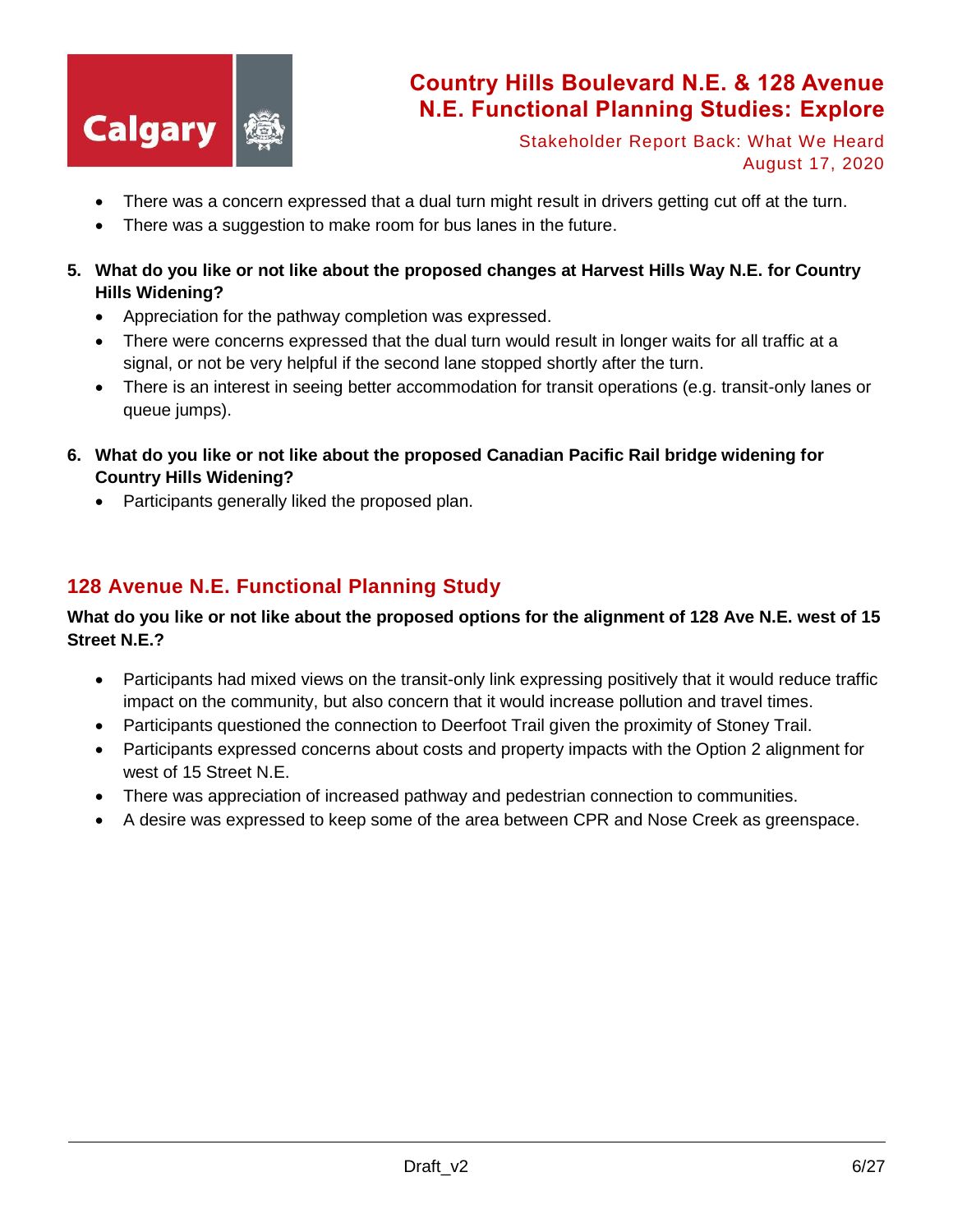- There was a concern expressed that a dual turn might result in drivers getting cut off at the turn.
- There was a suggestion to make room for bus lanes in the future.

5. **What do you like or not like about the proposed changes at Harvest Hills Way N.E. for Country Hills Widening?**
   - Appreciation for the pathway completion was expressed.
   - There were concerns expressed that the dual turn would result in longer waits for all traffic at a signal, or not be very helpful if the second lane stopped shortly after the turn.
   - There is an interest in seeing better accommodation for transit operations (e.g. transit-only lanes or queue jumps).

6. **What do you like or not like about the proposed Canadian Pacific Rail bridge widening for Country Hills Widening?**
   - Participants generally liked the proposed plan.

## 128 Avenue N.E. Functional Planning Study

**What do you like or not like about the proposed options for the alignment of 128 Ave N.E. west of 15 Street N.E.?**

- Participants had mixed views on the transit-only link expressing positively that it would reduce traffic impact on the community, but also concern that it would increase pollution and travel times.
- Participants questioned the connection to Deerfoot Trail given the proximity of Stoney Trail.
- Participants expressed concerns about costs and property impacts with the Option 2 alignment for west of 15 Street N.E.
- There was appreciation of increased pathway and pedestrian connection to communities.
- A desire was expressed to keep some of the area between CPR and Nose Creek as greenspace.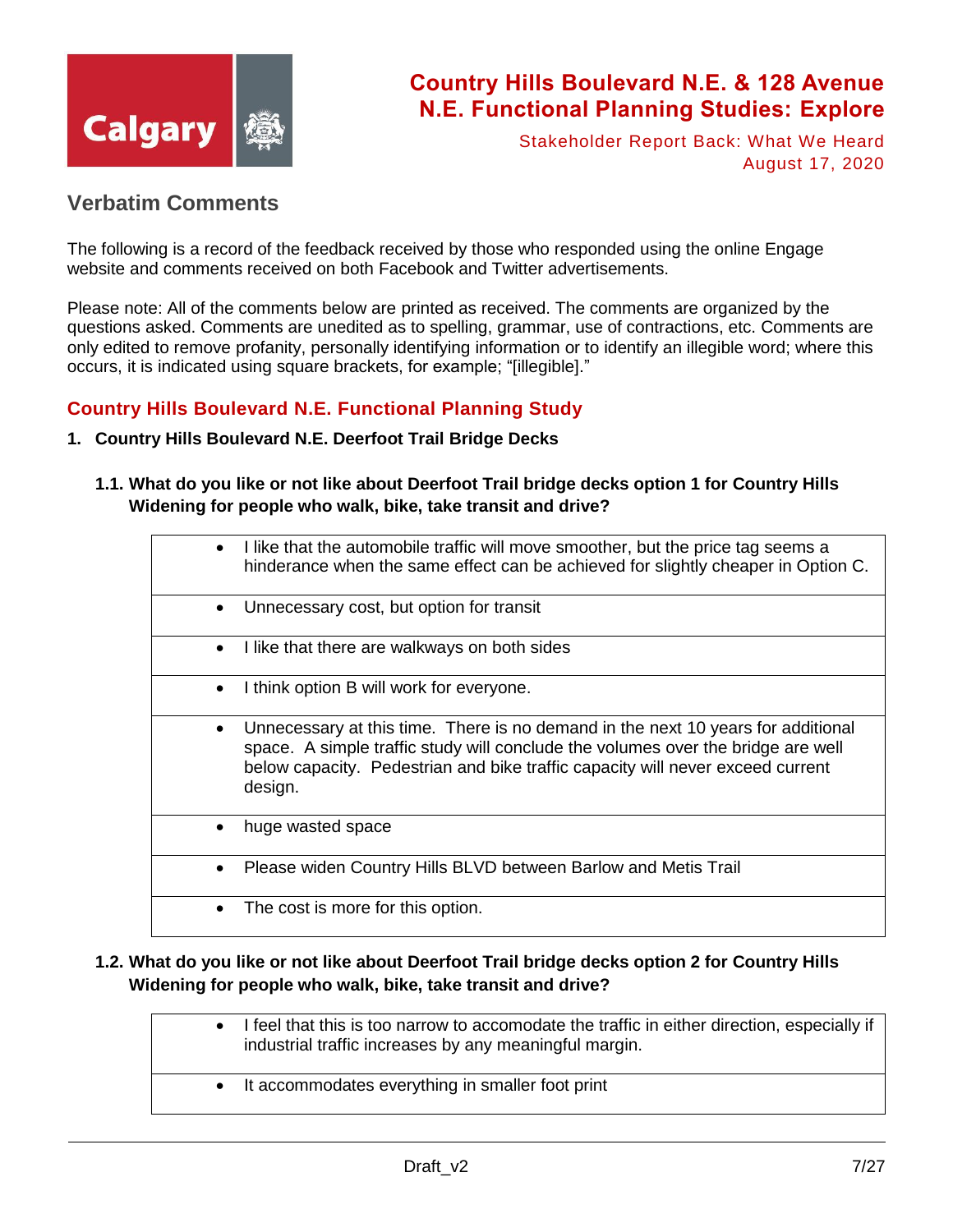# Country Hills Boulevard N.E. & 128 Avenue N.E. Functional Planning Studies: Explore

Stakeholder Report Back: What We Heard
August 17, 2020

## Verbatim Comments

The following is a record of the feedback received by those who responded using the online Engage website and comments received on both Facebook and Twitter advertisements.

Please note: All of the comments below are printed as received. The comments are organized by the questions asked. Comments are unedited as to spelling, grammar, use of contractions, etc. Comments are only edited to remove profanity, personally identifying information or to identify an illegible word; where this occurs, it is indicated using square brackets, for example; "[illegible]."

## Country Hills Boulevard N.E. Functional Planning Study

### 1. Country Hills Boulevard N.E. Deerfoot Trail Bridge Decks

#### 1.1. What do you like or not like about Deerfoot Trail bridge decks option 1 for Country Hills Widening for people who walk, bike, take transit and drive?

| |
|---|
| • I like that the automobile traffic will move smoother, but the price tag seems a hinderance when the same effect can be achieved for slightly cheaper in Option C. |
| • Unnecessary cost, but option for transit |
| • I like that there are walkways on both sides |
| • I think option B will work for everyone. |
| • Unnecessary at this time. There is no demand in the next 10 years for additional space. A simple traffic study will conclude the volumes over the bridge are well below capacity. Pedestrian and bike traffic capacity will never exceed current design. |
| • huge wasted space |
| • Please widen Country Hills BLVD between Barlow and Metis Trail |
| • The cost is more for this option. |

#### 1.2. What do you like or not like about Deerfoot Trail bridge decks option 2 for Country Hills Widening for people who walk, bike, take transit and drive?

| |
|---|
| • I feel that this is too narrow to accomodate the traffic in either direction, especially if industrial traffic increases by any meaningful margin. |
| • It accommodates everything in smaller foot print |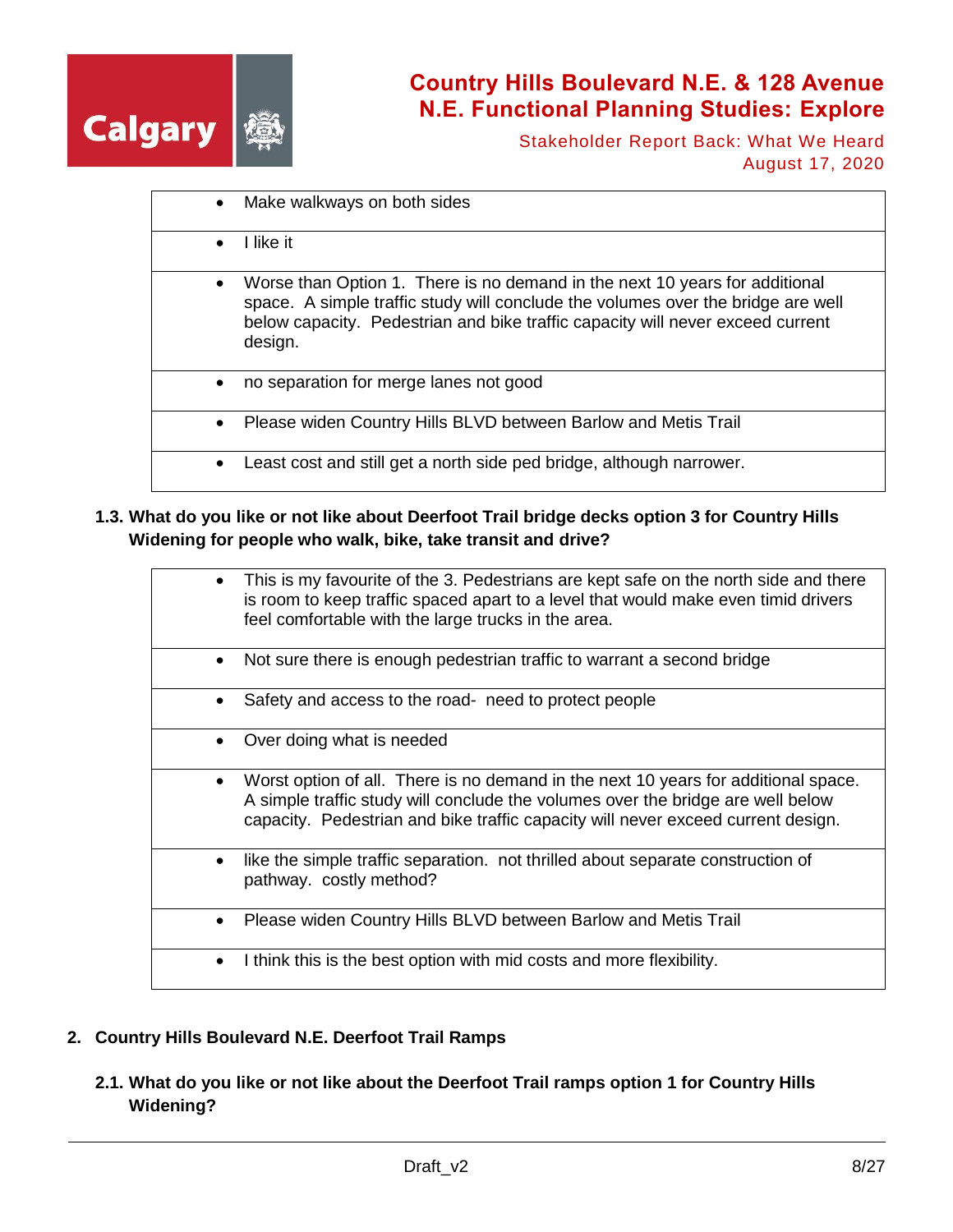| |
|---|
| • Make walkways on both sides |
| • I like it |
| • Worse than Option 1. There is no demand in the next 10 years for additional space. A simple traffic study will conclude the volumes over the bridge are well below capacity. Pedestrian and bike traffic capacity will never exceed current design. |
| • no separation for merge lanes not good |
| • Please widen Country Hills BLVD between Barlow and Metis Trail |
| • Least cost and still get a north side ped bridge, although narrower. |

### 1.3. What do you like or not like about Deerfoot Trail bridge decks option 3 for Country Hills Widening for people who walk, bike, take transit and drive?

| |
|---|
| • This is my favourite of the 3. Pedestrians are kept safe on the north side and there is room to keep traffic spaced apart to a level that would make even timid drivers feel comfortable with the large trucks in the area. |
| • Not sure there is enough pedestrian traffic to warrant a second bridge |
| • Safety and access to the road- need to protect people |
| • Over doing what is needed |
| • Worst option of all. There is no demand in the next 10 years for additional space. A simple traffic study will conclude the volumes over the bridge are well below capacity. Pedestrian and bike traffic capacity will never exceed current design. |
| • like the simple traffic separation. not thrilled about separate construction of pathway. costly method? |
| • Please widen Country Hills BLVD between Barlow and Metis Trail |
| • I think this is the best option with mid costs and more flexibility. |

## 2. Country Hills Boulevard N.E. Deerfoot Trail Ramps

### 2.1. What do you like or not like about the Deerfoot Trail ramps option 1 for Country Hills Widening?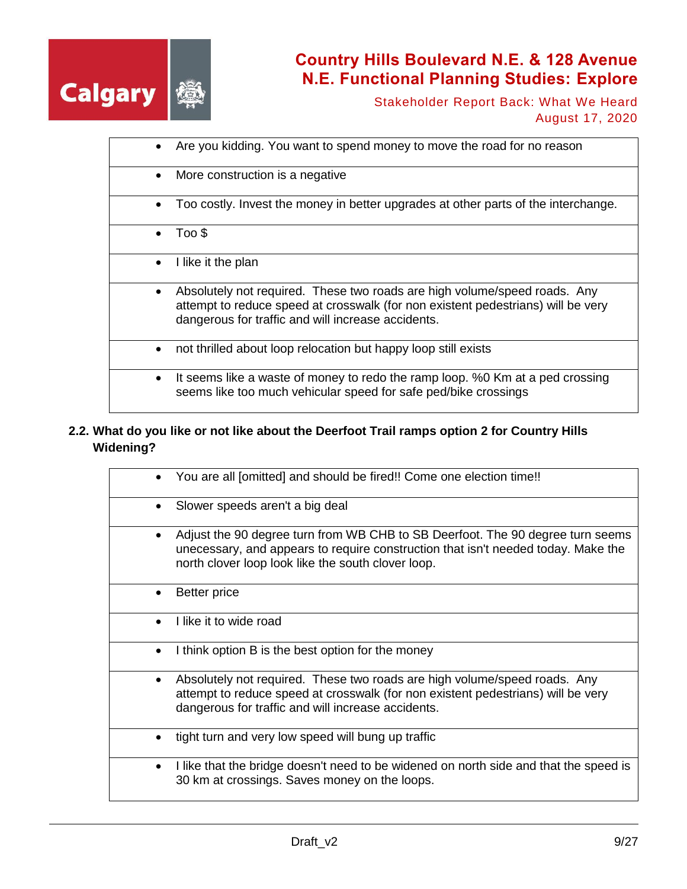- Are you kidding. You want to spend money to move the road for no reason
- More construction is a negative
- Too costly. Invest the money in better upgrades at other parts of the interchange.
- Too $
- I like it the plan
- Absolutely not required. These two roads are high volume/speed roads. Any attempt to reduce speed at crosswalk (for non existent pedestrians) will be very dangerous for traffic and will increase accidents.
- not thrilled about loop relocation but happy loop still exists
- It seems like a waste of money to redo the ramp loop. %0 Km at a ped crossing seems like too much vehicular speed for safe ped/bike crossings

**2.2. What do you like or not like about the Deerfoot Trail ramps option 2 for Country Hills Widening?**

- You are all [omitted] and should be fired!! Come one election time!!
- Slower speeds aren't a big deal
- Adjust the 90 degree turn from WB CHB to SB Deerfoot. The 90 degree turn seems unecessary, and appears to require construction that isn't needed today. Make the north clover loop look like the south clover loop.
- Better price
- I like it to wide road
- I think option B is the best option for the money
- Absolutely not required. These two roads are high volume/speed roads. Any attempt to reduce speed at crosswalk (for non existent pedestrians) will be very dangerous for traffic and will increase accidents.
- tight turn and very low speed will bung up traffic
- I like that the bridge doesn't need to be widened on north side and that the speed is 30 km at crossings. Saves money on the loops.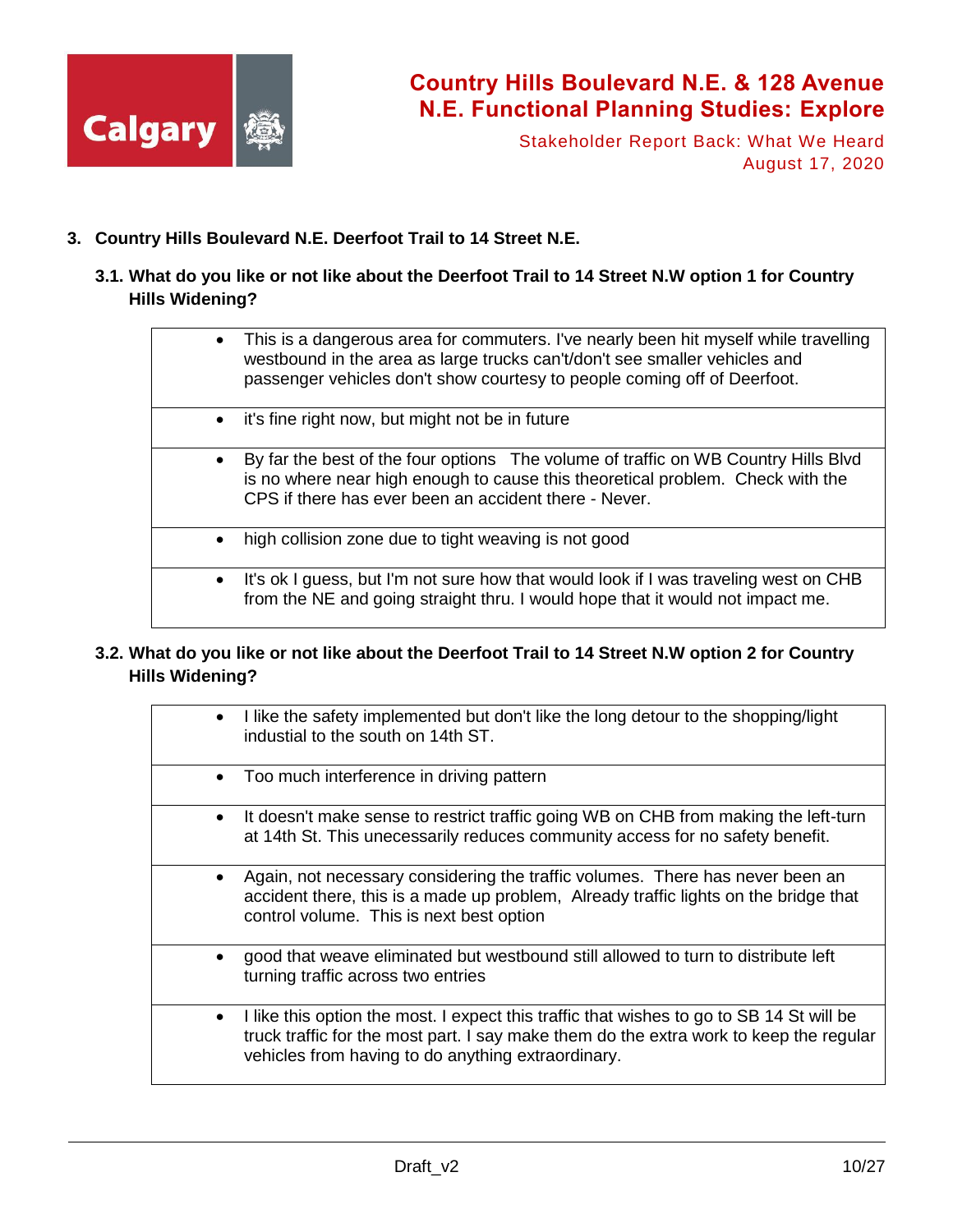## 3. Country Hills Boulevard N.E. Deerfoot Trail to 14 Street N.E.

### 3.1. What do you like or not like about the Deerfoot Trail to 14 Street N.W option 1 for Country Hills Widening?

- This is a dangerous area for commuters. I've nearly been hit myself while travelling westbound in the area as large trucks can't/don't see smaller vehicles and passenger vehicles don't show courtesy to people coming off of Deerfoot.
- it's fine right now, but might not be in future
- By far the best of the four options The volume of traffic on WB Country Hills Blvd is no where near high enough to cause this theoretical problem. Check with the CPS if there has ever been an accident there - Never.
- high collision zone due to tight weaving is not good
- It's ok I guess, but I'm not sure how that would look if I was traveling west on CHB from the NE and going straight thru. I would hope that it would not impact me.

### 3.2. What do you like or not like about the Deerfoot Trail to 14 Street N.W option 2 for Country Hills Widening?

- I like the safety implemented but don't like the long detour to the shopping/light industial to the south on 14th ST.
- Too much interference in driving pattern
- It doesn't make sense to restrict traffic going WB on CHB from making the left-turn at 14th St. This unecessarily reduces community access for no safety benefit.
- Again, not necessary considering the traffic volumes. There has never been an accident there, this is a made up problem, Already traffic lights on the bridge that control volume. This is next best option
- good that weave eliminated but westbound still allowed to turn to distribute left turning traffic across two entries
- I like this option the most. I expect this traffic that wishes to go to SB 14 St will be truck traffic for the most part. I say make them do the extra work to keep the regular vehicles from having to do anything extraordinary.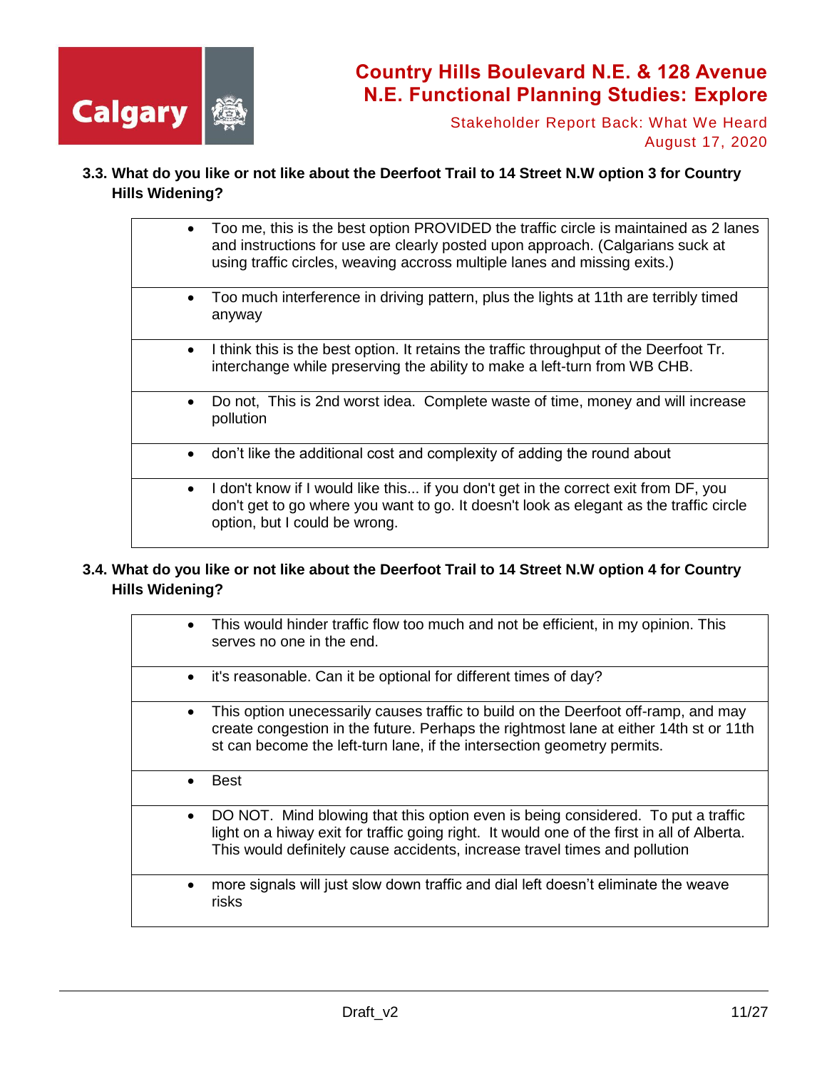### 3.3. What do you like or not like about the Deerfoot Trail to 14 Street N.W option 3 for Country Hills Widening?

- Too me, this is the best option PROVIDED the traffic circle is maintained as 2 lanes and instructions for use are clearly posted upon approach. (Calgarians suck at using traffic circles, weaving accross multiple lanes and missing exits.)
- Too much interference in driving pattern, plus the lights at 11th are terribly timed anyway
- I think this is the best option. It retains the traffic throughput of the Deerfoot Tr. interchange while preserving the ability to make a left-turn from WB CHB.
- Do not, This is 2nd worst idea. Complete waste of time, money and will increase pollution
- don't like the additional cost and complexity of adding the round about
- I don't know if I would like this... if you don't get in the correct exit from DF, you don't get to go where you want to go. It doesn't look as elegant as the traffic circle option, but I could be wrong.

### 3.4. What do you like or not like about the Deerfoot Trail to 14 Street N.W option 4 for Country Hills Widening?

- This would hinder traffic flow too much and not be efficient, in my opinion. This serves no one in the end.
- it's reasonable. Can it be optional for different times of day?
- This option unecessarily causes traffic to build on the Deerfoot off-ramp, and may create congestion in the future. Perhaps the rightmost lane at either 14th st or 11th st can become the left-turn lane, if the intersection geometry permits.
- Best
- DO NOT. Mind blowing that this option even is being considered. To put a traffic light on a hiway exit for traffic going right. It would one of the first in all of Alberta. This would definitely cause accidents, increase travel times and pollution
- more signals will just slow down traffic and dial left doesn't eliminate the weave risks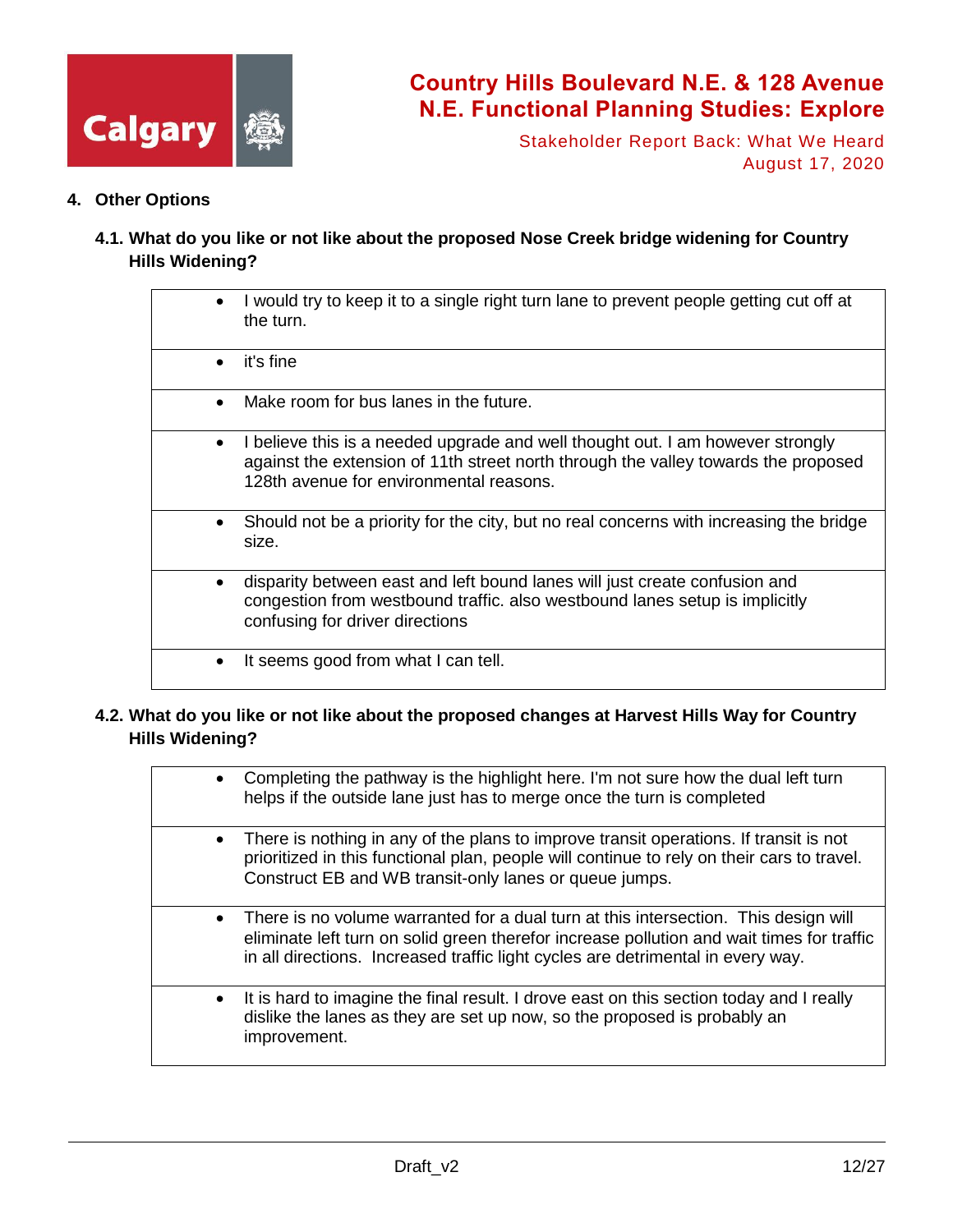## 4. Other Options

### 4.1. What do you like or not like about the proposed Nose Creek bridge widening for Country Hills Widening?

- I would try to keep it to a single right turn lane to prevent people getting cut off at the turn.
- it's fine
- Make room for bus lanes in the future.
- I believe this is a needed upgrade and well thought out. I am however strongly against the extension of 11th street north through the valley towards the proposed 128th avenue for environmental reasons.
- Should not be a priority for the city, but no real concerns with increasing the bridge size.
- disparity between east and left bound lanes will just create confusion and congestion from westbound traffic. also westbound lanes setup is implicitly confusing for driver directions
- It seems good from what I can tell.

### 4.2. What do you like or not like about the proposed changes at Harvest Hills Way for Country Hills Widening?

- Completing the pathway is the highlight here. I'm not sure how the dual left turn helps if the outside lane just has to merge once the turn is completed
- There is nothing in any of the plans to improve transit operations. If transit is not prioritized in this functional plan, people will continue to rely on their cars to travel. Construct EB and WB transit-only lanes or queue jumps.
- There is no volume warranted for a dual turn at this intersection. This design will eliminate left turn on solid green therefor increase pollution and wait times for traffic in all directions. Increased traffic light cycles are detrimental in every way.
- It is hard to imagine the final result. I drove east on this section today and I really dislike the lanes as they are set up now, so the proposed is probably an improvement.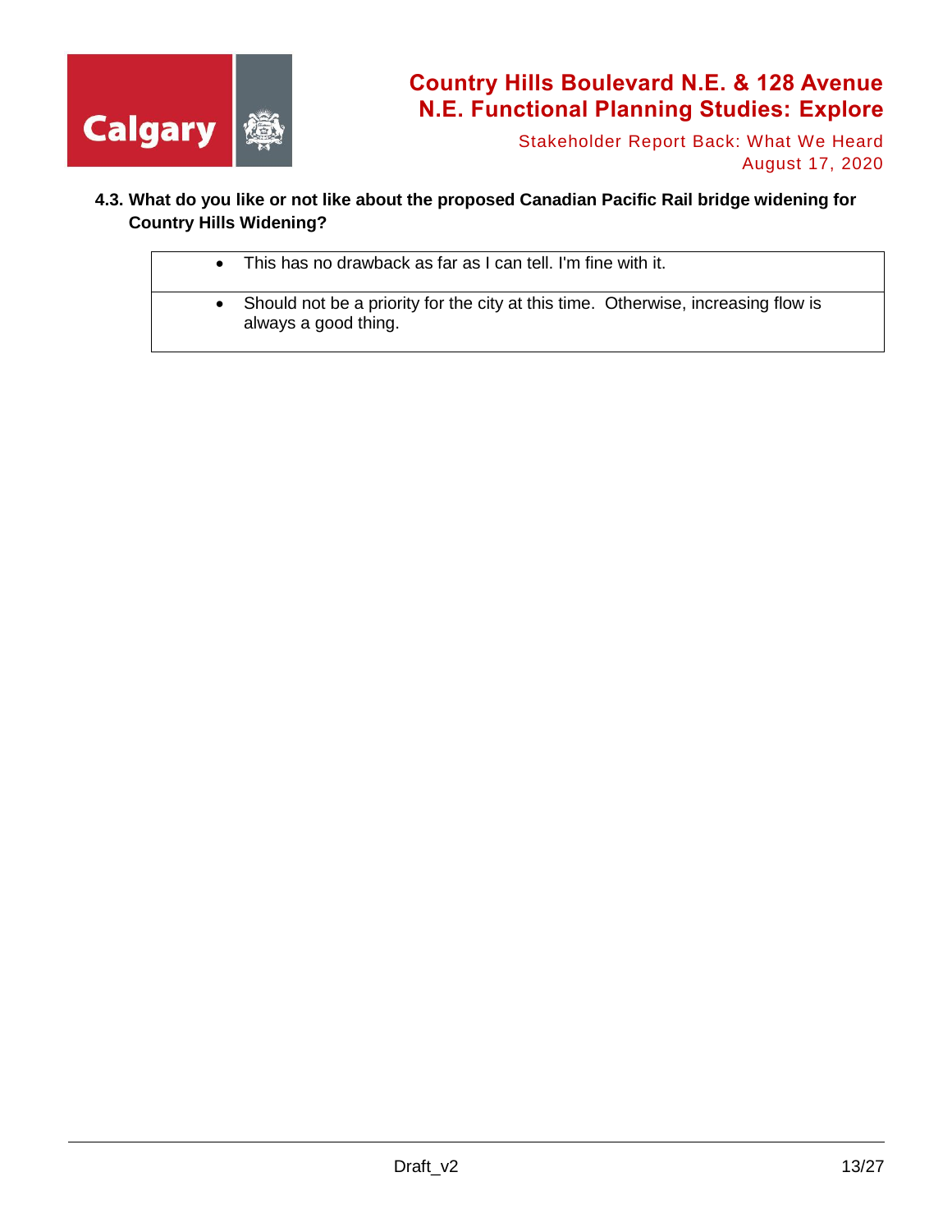**4.3. What do you like or not like about the proposed Canadian Pacific Rail bridge widening for Country Hills Widening?**

| |
|---|
| • This has no drawback as far as I can tell. I'm fine with it. |
| • Should not be a priority for the city at this time. Otherwise, increasing flow is always a good thing. |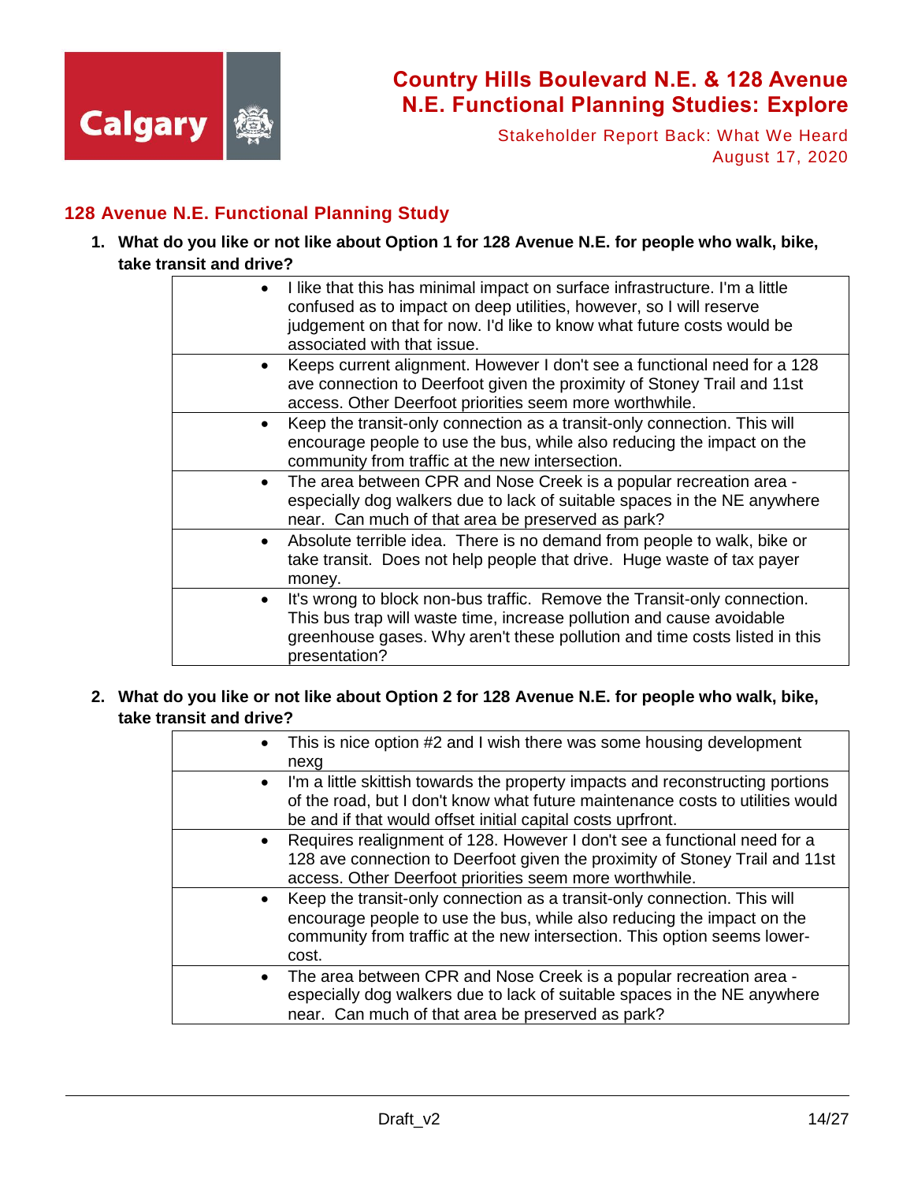## 128 Avenue N.E. Functional Planning Study

1. **What do you like or not like about Option 1 for 128 Avenue N.E. for people who walk, bike, take transit and drive?**

| |
|---|
| • I like that this has minimal impact on surface infrastructure. I'm a little confused as to impact on deep utilities, however, so I will reserve judgement on that for now. I'd like to know what future costs would be associated with that issue. |
| • Keeps current alignment. However I don't see a functional need for a 128 ave connection to Deerfoot given the proximity of Stoney Trail and 11st access. Other Deerfoot priorities seem more worthwhile. |
| • Keep the transit-only connection as a transit-only connection. This will encourage people to use the bus, while also reducing the impact on the community from traffic at the new intersection. |
| • The area between CPR and Nose Creek is a popular recreation area - especially dog walkers due to lack of suitable spaces in the NE anywhere near. Can much of that area be preserved as park? |
| • Absolute terrible idea. There is no demand from people to walk, bike or take transit. Does not help people that drive. Huge waste of tax payer money. |
| • It's wrong to block non-bus traffic. Remove the Transit-only connection. This bus trap will waste time, increase pollution and cause avoidable greenhouse gases. Why aren't these pollution and time costs listed in this presentation? |

2. **What do you like or not like about Option 2 for 128 Avenue N.E. for people who walk, bike, take transit and drive?**

| |
|---|
| • This is nice option #2 and I wish there was some housing development nexg |
| • I'm a little skittish towards the property impacts and reconstructing portions of the road, but I don't know what future maintenance costs to utilities would be and if that would offset initial capital costs uprfront. |
| • Requires realignment of 128. However I don't see a functional need for a 128 ave connection to Deerfoot given the proximity of Stoney Trail and 11st access. Other Deerfoot priorities seem more worthwhile. |
| • Keep the transit-only connection as a transit-only connection. This will encourage people to use the bus, while also reducing the impact on the community from traffic at the new intersection. This option seems lower-cost. |
| • The area between CPR and Nose Creek is a popular recreation area - especially dog walkers due to lack of suitable spaces in the NE anywhere near. Can much of that area be preserved as park? |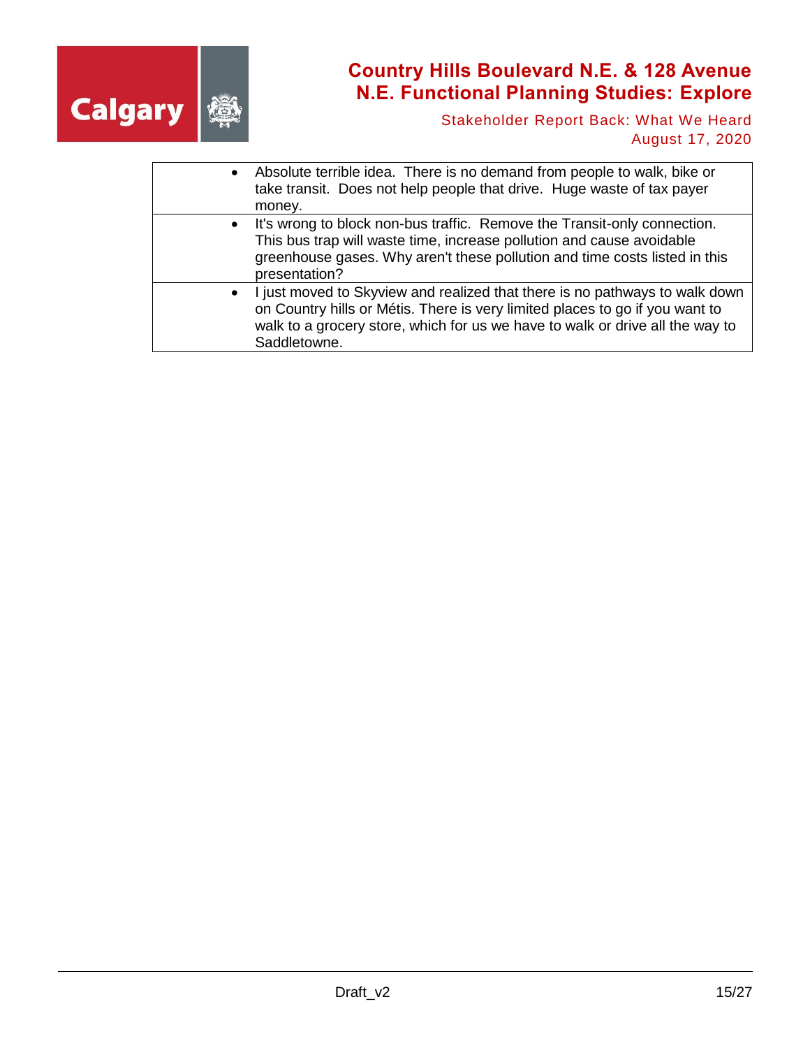| |
|---|
| • Absolute terrible idea. There is no demand from people to walk, bike or take transit. Does not help people that drive. Huge waste of tax payer money. |
| • It's wrong to block non-bus traffic. Remove the Transit-only connection. This bus trap will waste time, increase pollution and cause avoidable greenhouse gases. Why aren't these pollution and time costs listed in this presentation? |
| • I just moved to Skyview and realized that there is no pathways to walk down on Country hills or Métis. There is very limited places to go if you want to walk to a grocery store, which for us we have to walk or drive all the way to Saddletowne. |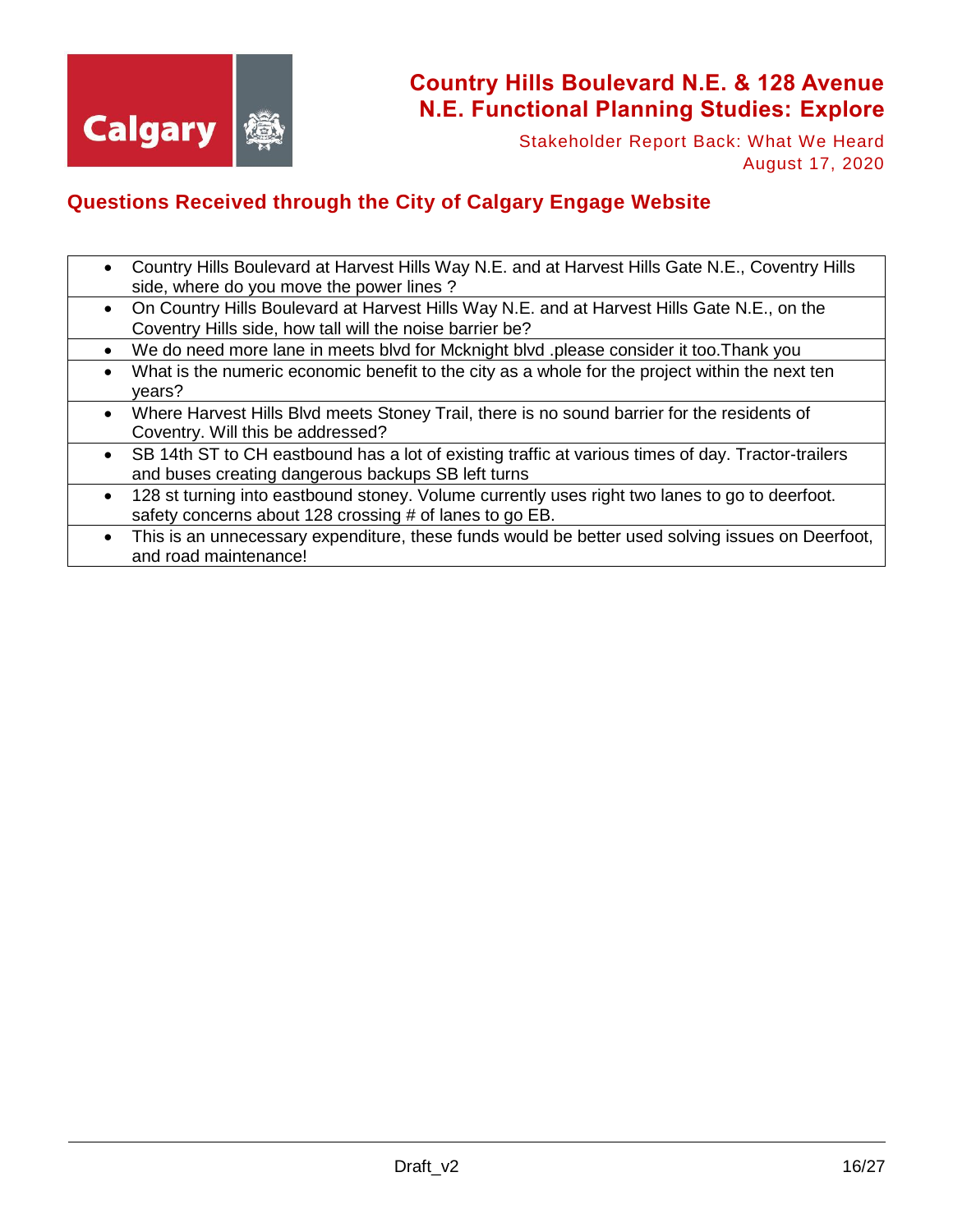## Questions Received through the City of Calgary Engage Website

- Country Hills Boulevard at Harvest Hills Way N.E. and at Harvest Hills Gate N.E., Coventry Hills side, where do you move the power lines ?
- On Country Hills Boulevard at Harvest Hills Way N.E. and at Harvest Hills Gate N.E., on the Coventry Hills side, how tall will the noise barrier be?
- We do need more lane in meets blvd for Mcknight blvd .please consider it too.Thank you
- What is the numeric economic benefit to the city as a whole for the project within the next ten years?
- Where Harvest Hills Blvd meets Stoney Trail, there is no sound barrier for the residents of Coventry. Will this be addressed?
- SB 14th ST to CH eastbound has a lot of existing traffic at various times of day. Tractor-trailers and buses creating dangerous backups SB left turns
- 128 st turning into eastbound stoney. Volume currently uses right two lanes to go to deerfoot. safety concerns about 128 crossing # of lanes to go EB.
- This is an unnecessary expenditure, these funds would be better used solving issues on Deerfoot, and road maintenance!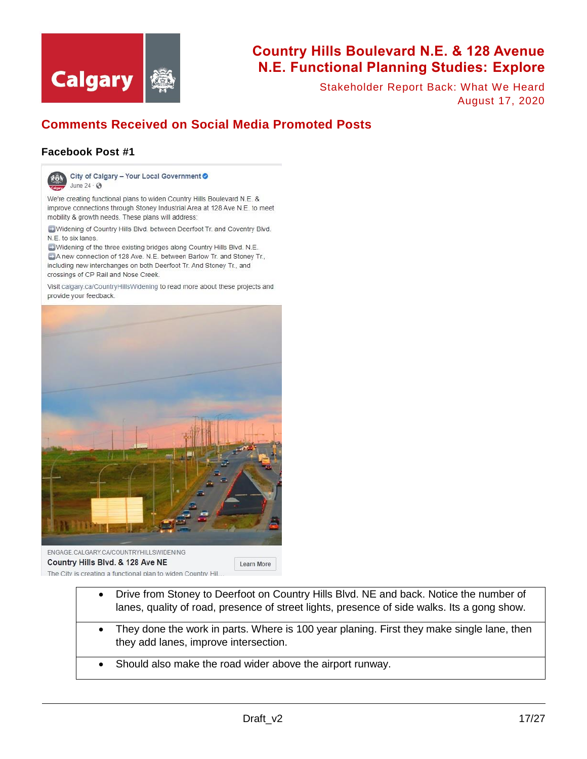## Comments Received on Social Media Promoted Posts

### Facebook Post #1

City of Calgary – Your Local Government
June 24 ·

We're creating functional plans to widen Country Hills Boulevard N.E. & improve connections through Stoney Industrial Area at 128 Ave N.E. to meet mobility & growth needs. These plans will address:

➡️Widening of Country Hills Blvd. between Deerfoot Tr. and Coventry Blvd. N.E. to six lanes.
➡️Widening of the three existing bridges along Country Hills Blvd. N.E.
➡️A new connection of 128 Ave. N.E. between Barlow Tr. and Stoney Tr., including new interchanges on both Deerfoot Tr. And Stoney Tr., and crossings of CP Rail and Nose Creek.

Visit calgary.ca/CountryHillsWidening to read more about these projects and provide your feedback.

ENGAGE.CALGARY.CA/COUNTRYHILLSWIDENING
Country Hills Blvd. & 128 Ave NE
The City is creating a functional plan to widen Country Hil...
Learn More

| |
|---|
| • Drive from Stoney to Deerfoot on Country Hills Blvd. NE and back. Notice the number of lanes, quality of road, presence of street lights, presence of side walks. Its a gong show. |
| • They done the work in parts. Where is 100 year planing. First they make single lane, then they add lanes, improve intersection. |
| • Should also make the road wider above the airport runway. |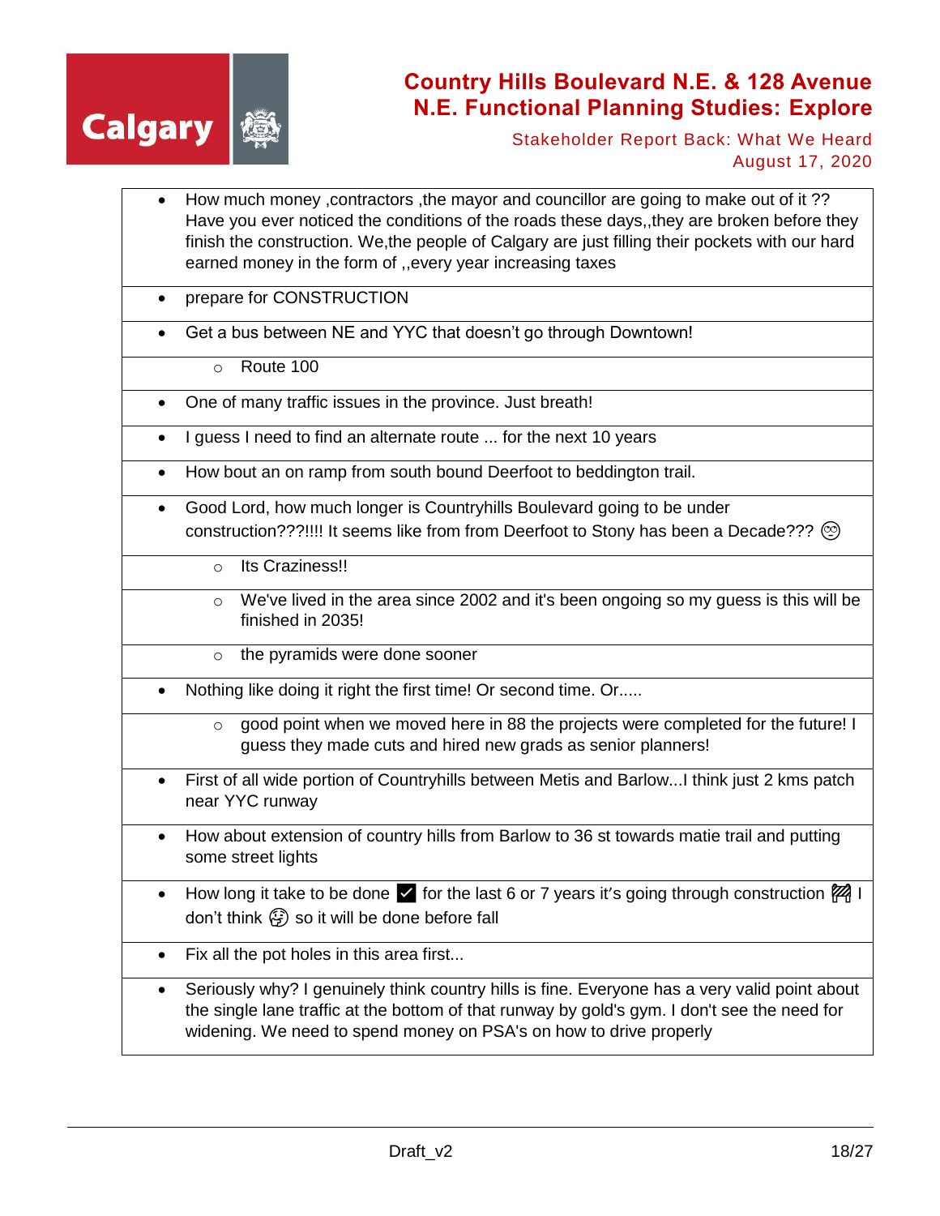- How much money ,contractors ,the mayor and councillor are going to make out of it ?? Have you ever noticed the conditions of the roads these days,,they are broken before they finish the construction. We,the people of Calgary are just filling their pockets with our hard earned money in the form of ,,every year increasing taxes
- prepare for CONSTRUCTION
- Get a bus between NE and YYC that doesn't go through Downtown!
    - Route 100
- One of many traffic issues in the province. Just breath!
- I guess I need to find an alternate route ... for the next 10 years
- How bout an on ramp from south bound Deerfoot to beddington trail.
- Good Lord, how much longer is Countryhills Boulevard going to be under construction???!!!! It seems like from from Deerfoot to Stony has been a Decade??? 🙄
    - Its Craziness!!
    - We've lived in the area since 2002 and it's been ongoing so my guess is this will be finished in 2035!
    - the pyramids were done sooner
- Nothing like doing it right the first time! Or second time. Or.....
    - good point when we moved here in 88 the projects were completed for the future! I guess they made cuts and hired new grads as senior planners!
- First of all wide portion of Countryhills between Metis and Barlow...I think just 2 kms patch near YYC runway
- How about extension of country hills from Barlow to 36 st towards matie trail and putting some street lights
- How long it take to be done ✔️ for the last 6 or 7 years it's going through construction 🚧 I don't think 🤔 so it will be done before fall
- Fix all the pot holes in this area first...
- Seriously why? I genuinely think country hills is fine. Everyone has a very valid point about the single lane traffic at the bottom of that runway by gold's gym. I don't see the need for widening. We need to spend money on PSA's on how to drive properly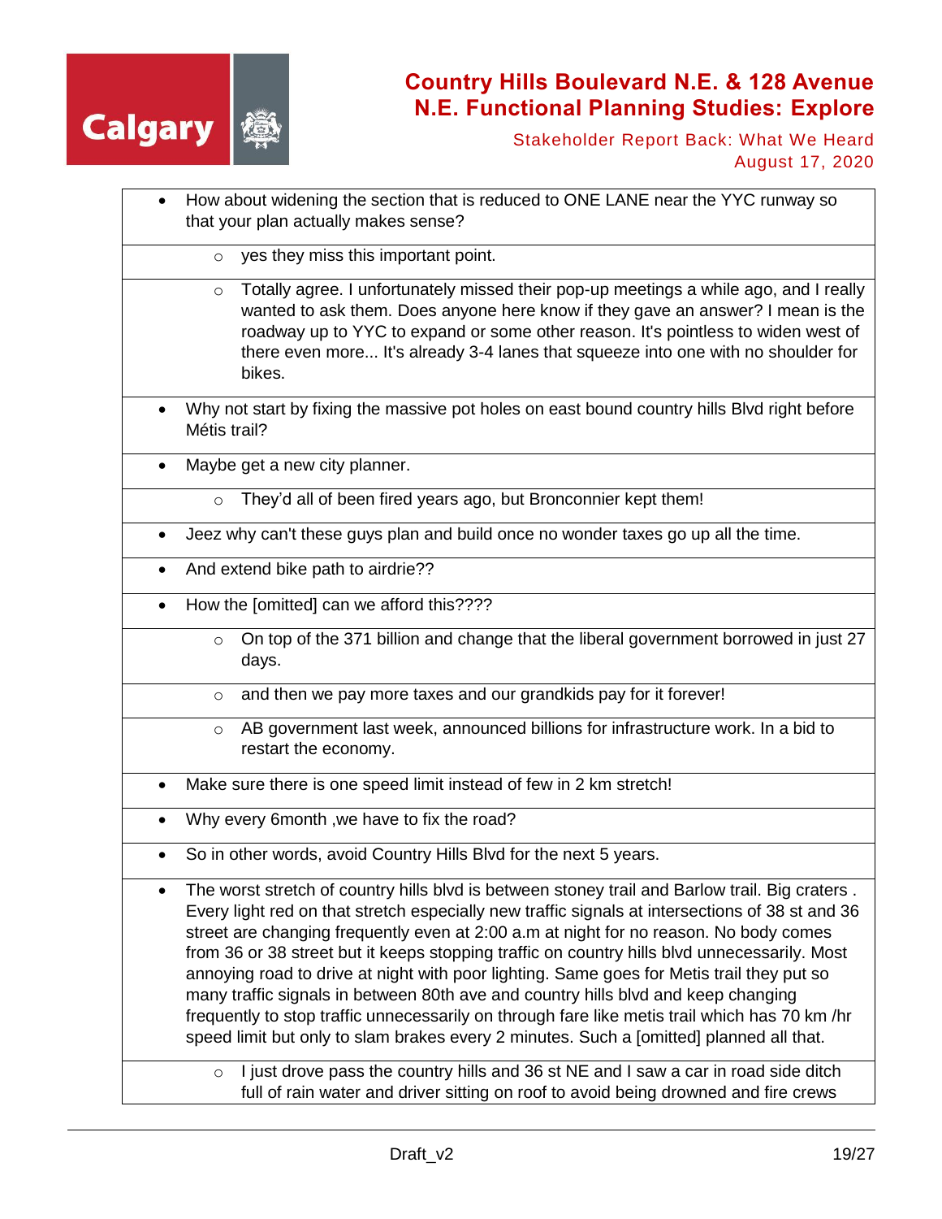- How about widening the section that is reduced to ONE LANE near the YYC runway so that your plan actually makes sense?
  - yes they miss this important point.
  - Totally agree. I unfortunately missed their pop-up meetings a while ago, and I really wanted to ask them. Does anyone here know if they gave an answer? I mean is the roadway up to YYC to expand or some other reason. It's pointless to widen west of there even more... It's already 3-4 lanes that squeeze into one with no shoulder for bikes.
- Why not start by fixing the massive pot holes on east bound country hills Blvd right before Métis trail?
- Maybe get a new city planner.
  - They'd all of been fired years ago, but Bronconnier kept them!
- Jeez why can't these guys plan and build once no wonder taxes go up all the time.
- And extend bike path to airdrie??
- How the [omitted] can we afford this????
  - On top of the 371 billion and change that the liberal government borrowed in just 27 days.
  - and then we pay more taxes and our grandkids pay for it forever!
  - AB government last week, announced billions for infrastructure work. In a bid to restart the economy.
- Make sure there is one speed limit instead of few in 2 km stretch!
- Why every 6month ,we have to fix the road?
- So in other words, avoid Country Hills Blvd for the next 5 years.
- The worst stretch of country hills blvd is between stoney trail and Barlow trail. Big craters . Every light red on that stretch especially new traffic signals at intersections of 38 st and 36 street are changing frequently even at 2:00 a.m at night for no reason. No body comes from 36 or 38 street but it keeps stopping traffic on country hills blvd unnecessarily. Most annoying road to drive at night with poor lighting. Same goes for Metis trail they put so many traffic signals in between 80th ave and country hills blvd and keep changing frequently to stop traffic unnecessarily on through fare like metis trail which has 70 km /hr speed limit but only to slam brakes every 2 minutes. Such a [omitted] planned all that.
  - I just drove pass the country hills and 36 st NE and I saw a car in road side ditch full of rain water and driver sitting on roof to avoid being drowned and fire crews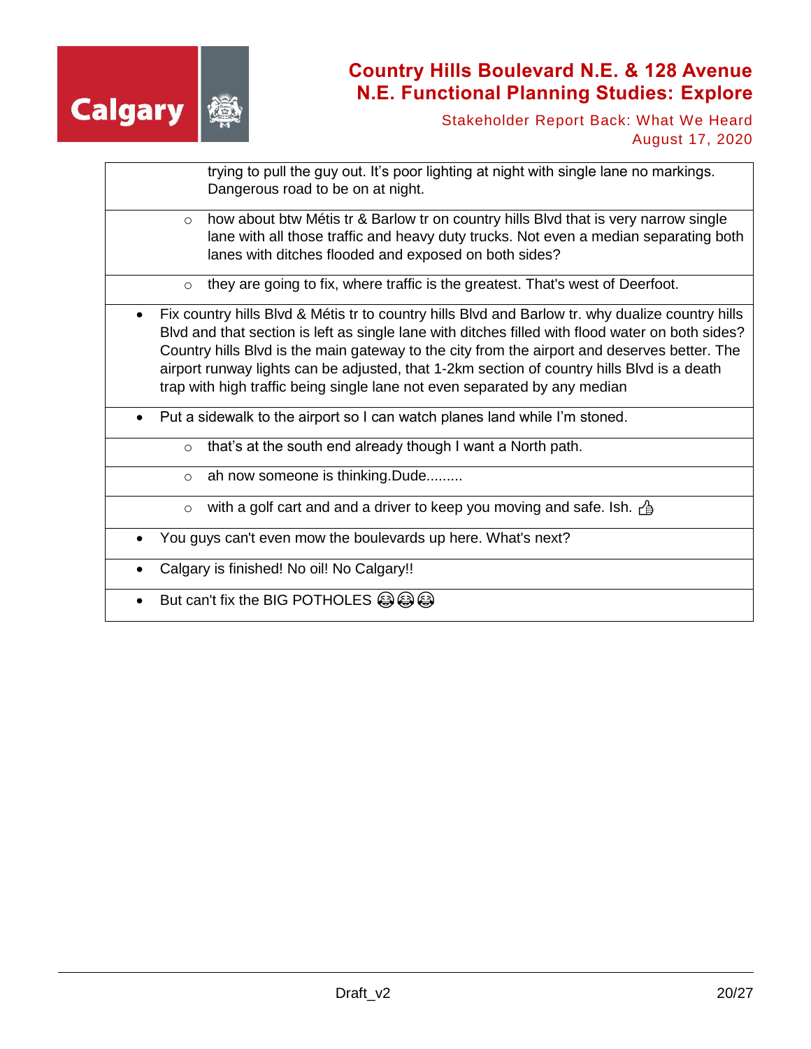- trying to pull the guy out. It's poor lighting at night with single lane no markings. Dangerous road to be on at night.
  - how about btw Métis tr & Barlow tr on country hills Blvd that is very narrow single lane with all those traffic and heavy duty trucks. Not even a median separating both lanes with ditches flooded and exposed on both sides?
  - they are going to fix, where traffic is the greatest. That's west of Deerfoot.
- Fix country hills Blvd & Métis tr to country hills Blvd and Barlow tr. why dualize country hills Blvd and that section is left as single lane with ditches filled with flood water on both sides? Country hills Blvd is the main gateway to the city from the airport and deserves better. The airport runway lights can be adjusted, that 1-2km section of country hills Blvd is a death trap with high traffic being single lane not even separated by any median
- Put a sidewalk to the airport so I can watch planes land while I'm stoned.
  - that's at the south end already though I want a North path.
  - ah now someone is thinking.Dude.........
  - with a golf cart and and a driver to keep you moving and safe. Ish. 👍
- You guys can't even mow the boulevards up here. What's next?
- Calgary is finished! No oil! No Calgary!!
- But can't fix the BIG POTHOLES 😂😂😂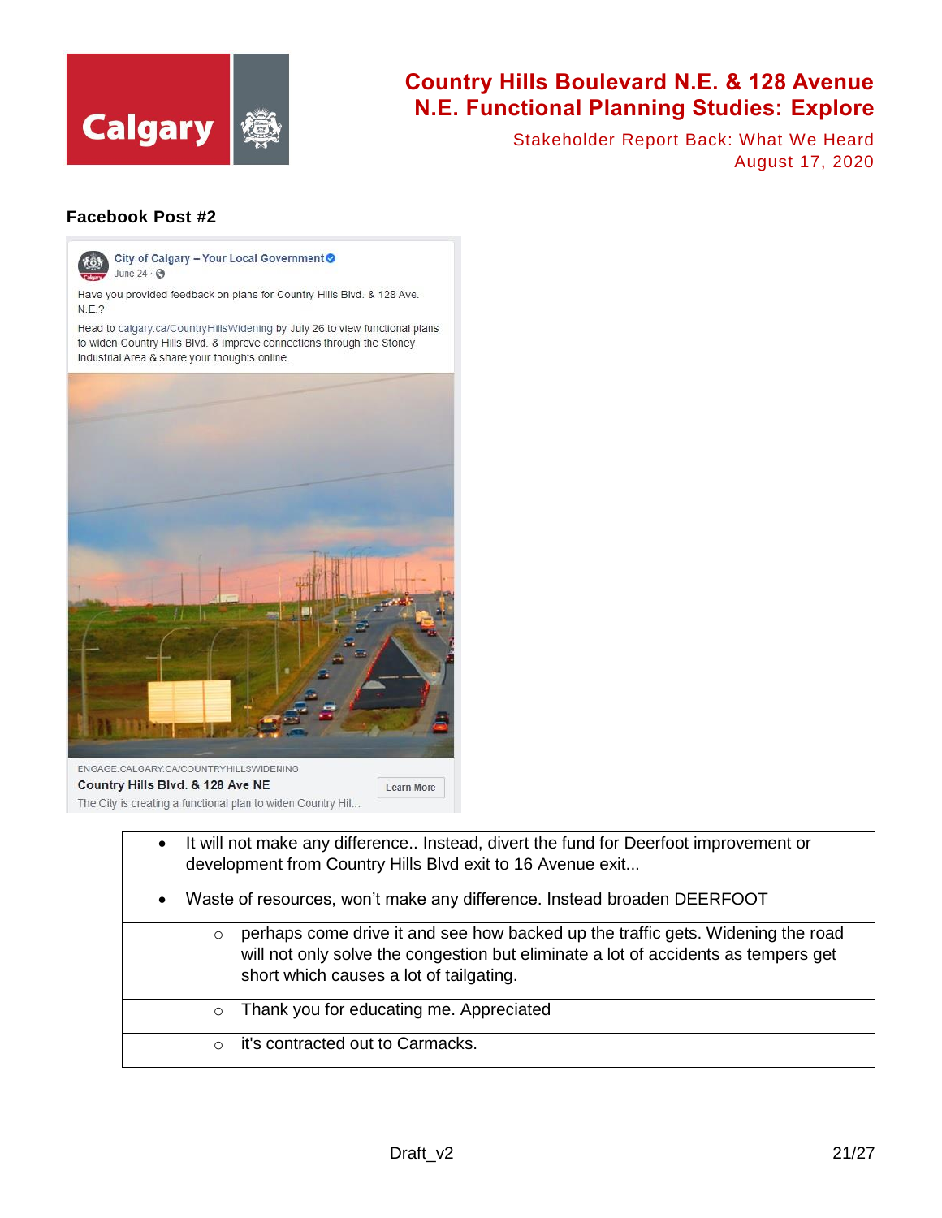## Facebook Post #2

City of Calgary – Your Local Government
June 24 ·

Have you provided feedback on plans for Country Hills Blvd. & 128 Ave. N.E.?

Head to calgary.ca/CountryHillsWidening by July 26 to view functional plans to widen Country Hills Blvd. & improve connections through the Stoney Industrial Area & share your thoughts online.

ENGAGE.CALGARY.CA/COUNTRYHILLSWIDENING
**Country Hills Blvd. & 128 Ave NE**
The City is creating a functional plan to widen Country Hil...
Learn More

| |
|---|
| • It will not make any difference.. Instead, divert the fund for Deerfoot improvement or development from Country Hills Blvd exit to 16 Avenue exit... |
| • Waste of resources, won't make any difference. Instead broaden DEERFOOT |
| ○ perhaps come drive it and see how backed up the traffic gets. Widening the road will not only solve the congestion but eliminate a lot of accidents as tempers get short which causes a lot of tailgating. |
| ○ Thank you for educating me. Appreciated |
| ○ it's contracted out to Carmacks. |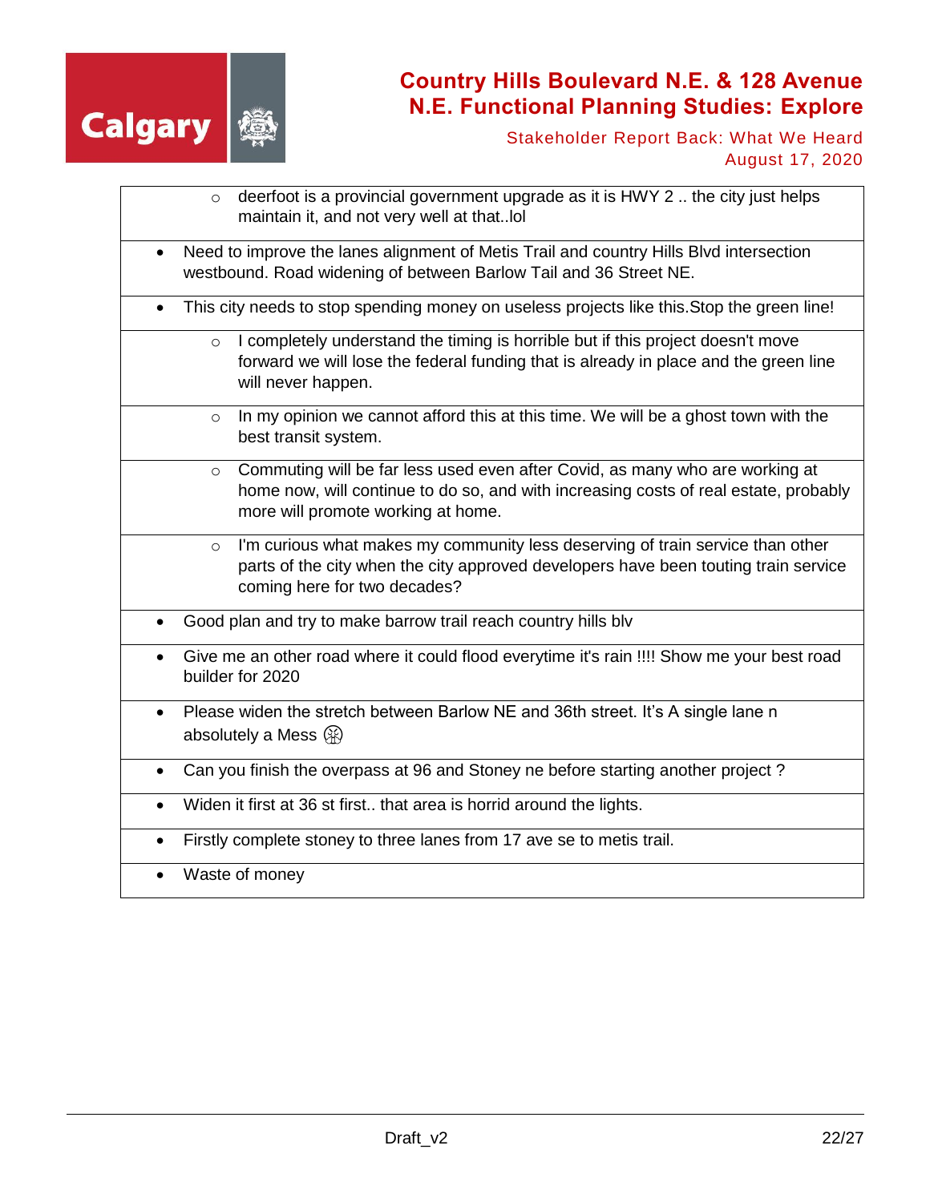- deerfoot is a provincial government upgrade as it is HWY 2 .. the city just helps maintain it, and not very well at that..lol

- Need to improve the lanes alignment of Metis Trail and country Hills Blvd intersection westbound. Road widening of between Barlow Tail and 36 Street NE.

- This city needs to stop spending money on useless projects like this.Stop the green line!
  - I completely understand the timing is horrible but if this project doesn't move forward we will lose the federal funding that is already in place and the green line will never happen.
  - In my opinion we cannot afford this at this time. We will be a ghost town with the best transit system.
  - Commuting will be far less used even after Covid, as many who are working at home now, will continue to do so, and with increasing costs of real estate, probably more will promote working at home.
  - I'm curious what makes my community less deserving of train service than other parts of the city when the city approved developers have been touting train service coming here for two decades?

- Good plan and try to make barrow trail reach country hills blv

- Give me an other road where it could flood everytime it's rain !!!! Show me your best road builder for 2020

- Please widen the stretch between Barlow NE and 36th street. It's A single lane n absolutely a Mess 😩

- Can you finish the overpass at 96 and Stoney ne before starting another project ?

- Widen it first at 36 st first.. that area is horrid around the lights.

- Firstly complete stoney to three lanes from 17 ave se to metis trail.

- Waste of money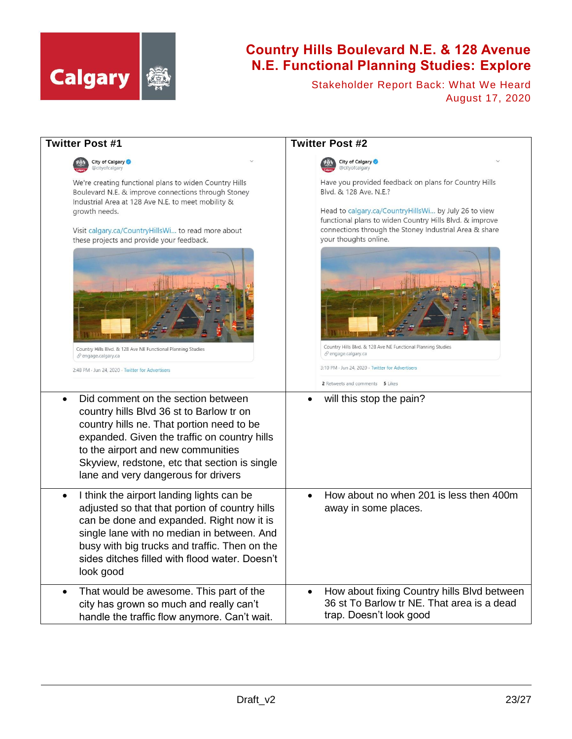| Twitter Post #1 | Twitter Post #2 |
| --- | --- |
| City of Calgary @cityofcalgary<br><br>We're creating functional plans to widen Country Hills Boulevard N.E. & improve connections through Stoney Industrial Area at 128 Ave N.E. to meet mobility & growth needs.<br><br>Visit calgary.ca/CountryHillsWi... to read more about these projects and provide your feedback.<br><br>Country Hills Blvd. & 128 Ave NE Functional Planning Studies<br>engage.calgary.ca<br><br>2:48 PM · Jun 24, 2020 · Twitter for Advertisers | City of Calgary @cityofcalgary<br><br>Have you provided feedback on plans for Country Hills Blvd. & 128 Ave. N.E.?<br><br>Head to calgary.ca/CountryHillsWi... by July 26 to view functional plans to widen Country Hills Blvd. & improve connections through the Stoney Industrial Area & share your thoughts online.<br><br>Country Hills Blvd. & 128 Ave NE Functional Planning Studies<br>engage.calgary.ca<br><br>3:10 PM · Jun 24, 2020 · Twitter for Advertisers<br><br>2 Retweets and comments 5 Likes |
| • Did comment on the section between country hills Blvd 36 st to Barlow tr on country hills ne. That portion need to be expanded. Given the traffic on country hills to the airport and new communities Skyview, redstone, etc that section is single lane and very dangerous for drivers | • will this stop the pain? |
| • I think the airport landing lights can be adjusted so that that portion of country hills can be done and expanded. Right now it is single lane with no median in between. And busy with big trucks and traffic. Then on the sides ditches filled with flood water. Doesn't look good | • How about no when 201 is less then 400m away in some places. |
| • That would be awesome. This part of the city has grown so much and really can't handle the traffic flow anymore. Can't wait. | • How about fixing Country hills Blvd between 36 st To Barlow tr NE. That area is a dead trap. Doesn't look good |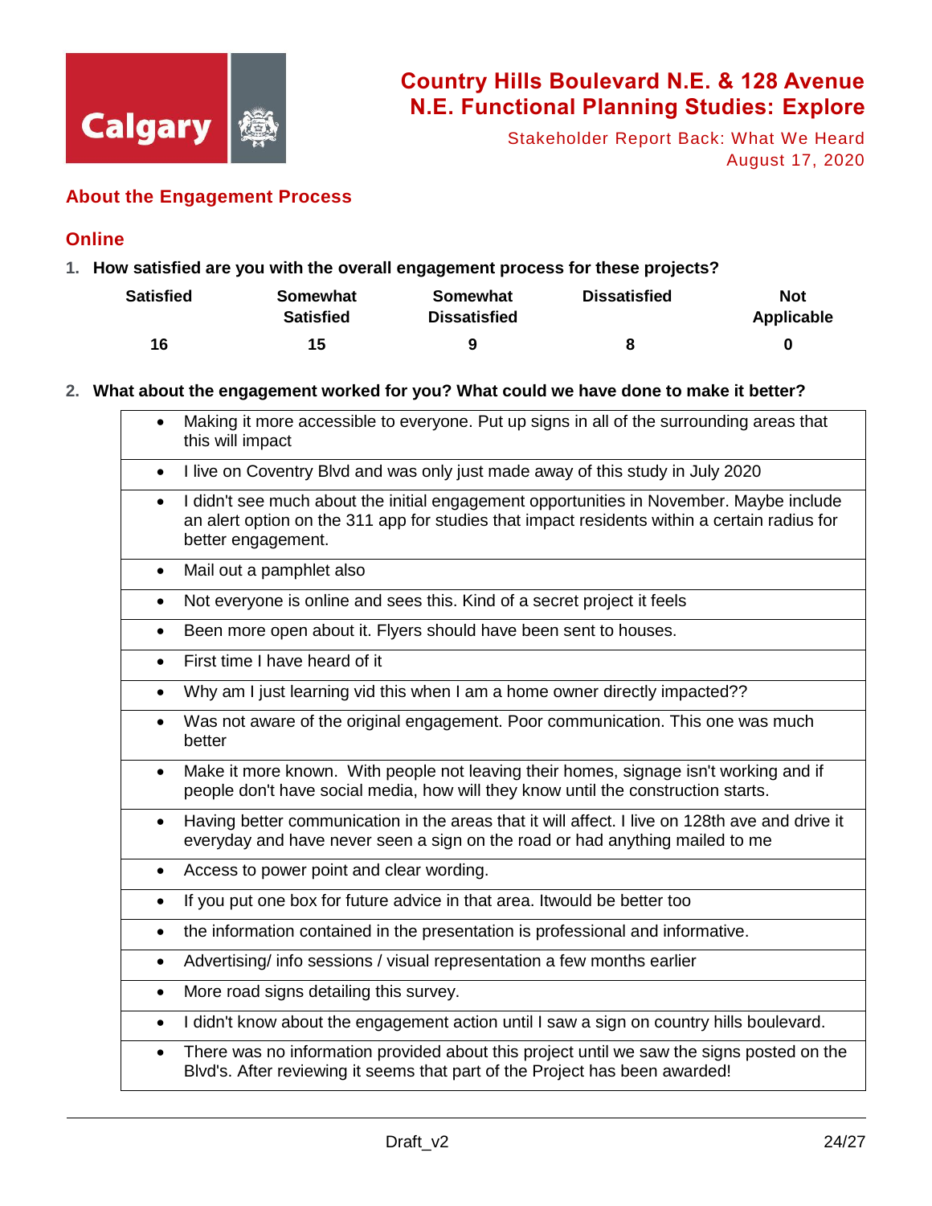## About the Engagement Process

### Online

**1. How satisfied are you with the overall engagement process for these projects?**

| Satisfied | Somewhat Satisfied | Somewhat Dissatisfied | Dissatisfied | Not Applicable |
|---|---|---|---|---|
| 16 | 15 | 9 | 8 | 0 |

**2. What about the engagement worked for you? What could we have done to make it better?**

| |
|---|
| • Making it more accessible to everyone. Put up signs in all of the surrounding areas that this will impact |
| • I live on Coventry Blvd and was only just made away of this study in July 2020 |
| • I didn't see much about the initial engagement opportunities in November. Maybe include an alert option on the 311 app for studies that impact residents within a certain radius for better engagement. |
| • Mail out a pamphlet also |
| • Not everyone is online and sees this. Kind of a secret project it feels |
| • Been more open about it. Flyers should have been sent to houses. |
| • First time I have heard of it |
| • Why am I just learning vid this when I am a home owner directly impacted?? |
| • Was not aware of the original engagement. Poor communication. This one was much better |
| • Make it more known. With people not leaving their homes, signage isn't working and if people don't have social media, how will they know until the construction starts. |
| • Having better communication in the areas that it will affect. I live on 128th ave and drive it everyday and have never seen a sign on the road or had anything mailed to me |
| • Access to power point and clear wording. |
| • If you put one box for future advice in that area. Itwould be better too |
| • the information contained in the presentation is professional and informative. |
| • Advertising/ info sessions / visual representation a few months earlier |
| • More road signs detailing this survey. |
| • I didn't know about the engagement action until I saw a sign on country hills boulevard. |
| • There was no information provided about this project until we saw the signs posted on the Blvd's. After reviewing it seems that part of the Project has been awarded! |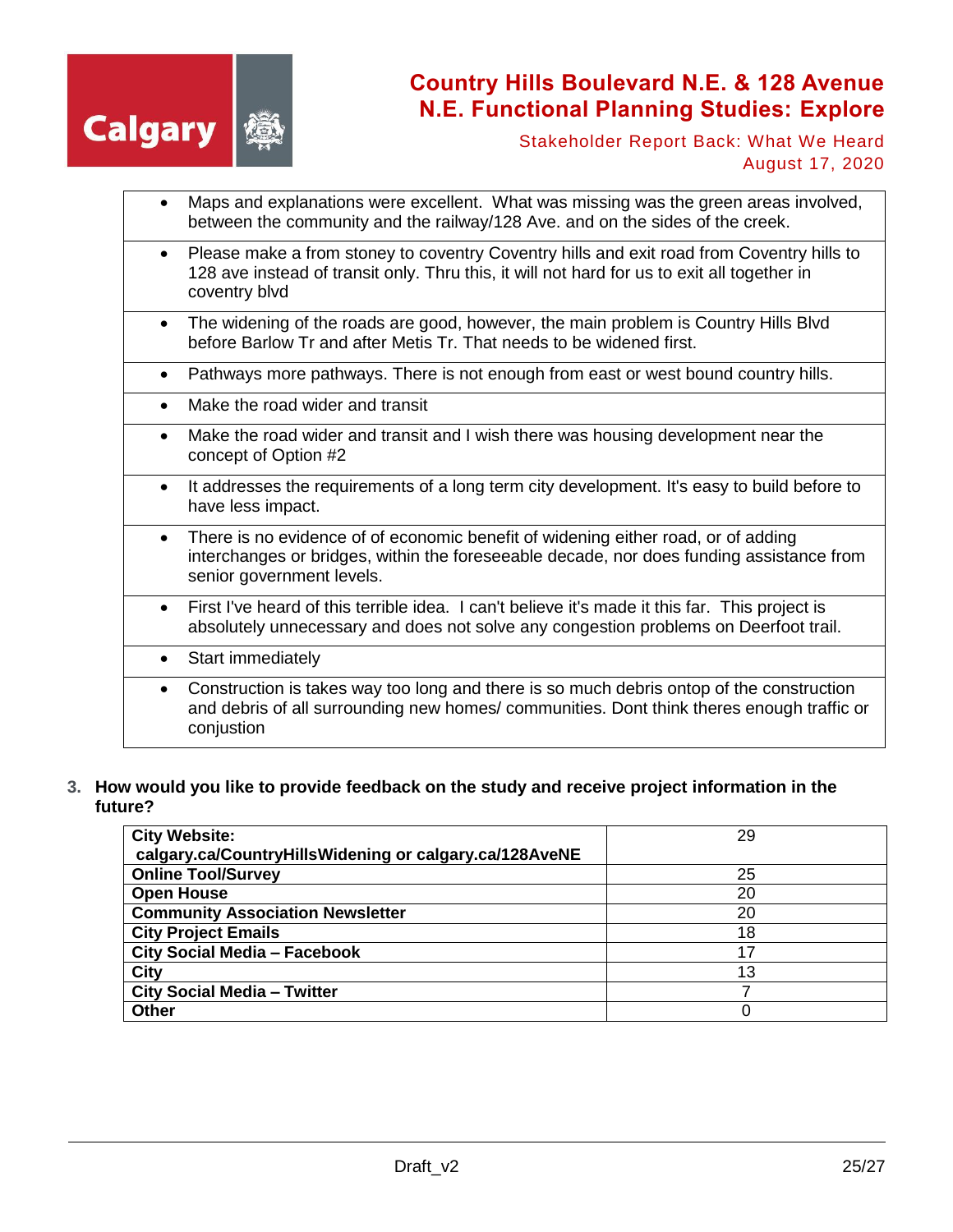- Maps and explanations were excellent. What was missing was the green areas involved, between the community and the railway/128 Ave. and on the sides of the creek.
- Please make a from stoney to coventry Coventry hills and exit road from Coventry hills to 128 ave instead of transit only. Thru this, it will not hard for us to exit all together in coventry blvd
- The widening of the roads are good, however, the main problem is Country Hills Blvd before Barlow Tr and after Metis Tr. That needs to be widened first.
- Pathways more pathways. There is not enough from east or west bound country hills.
- Make the road wider and transit
- Make the road wider and transit and I wish there was housing development near the concept of Option #2
- It addresses the requirements of a long term city development. It's easy to build before to have less impact.
- There is no evidence of of economic benefit of widening either road, or of adding interchanges or bridges, within the foreseeable decade, nor does funding assistance from senior government levels.
- First I've heard of this terrible idea. I can't believe it's made it this far. This project is absolutely unnecessary and does not solve any congestion problems on Deerfoot trail.
- Start immediately
- Construction is takes way too long and there is so much debris ontop of the construction and debris of all surrounding new homes/ communities. Dont think theres enough traffic or conjustion

**3. How would you like to provide feedback on the study and receive project information in the future?**

| | |
|---|---|
| **City Website: calgary.ca/CountryHillsWidening or calgary.ca/128AveNE** | 29 |
| **Online Tool/Survey** | 25 |
| **Open House** | 20 |
| **Community Association Newsletter** | 20 |
| **City Project Emails** | 18 |
| **City Social Media – Facebook** | 17 |
| **City** | 13 |
| **City Social Media – Twitter** | 7 |
| **Other** | 0 |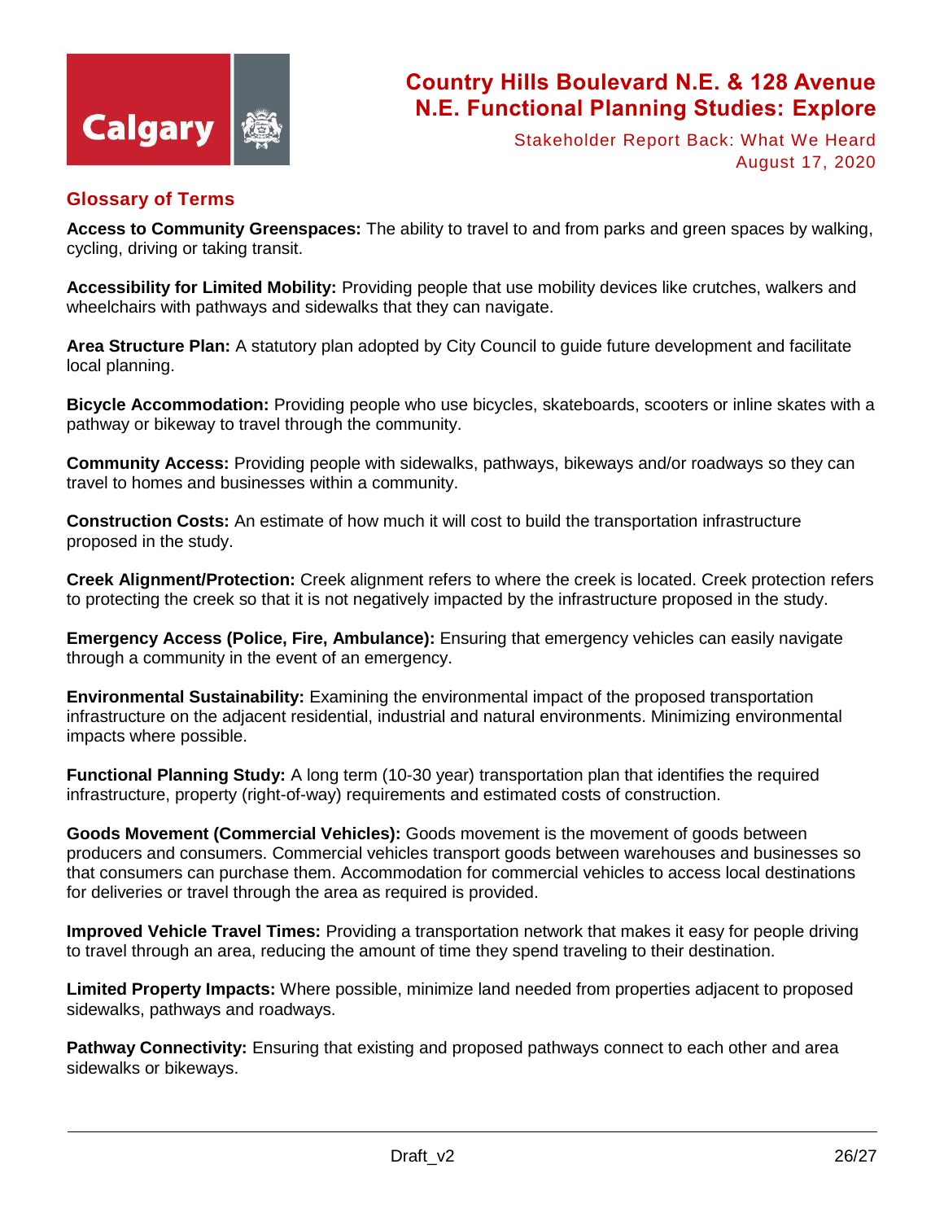## Glossary of Terms

**Access to Community Greenspaces:** The ability to travel to and from parks and green spaces by walking, cycling, driving or taking transit.

**Accessibility for Limited Mobility:** Providing people that use mobility devices like crutches, walkers and wheelchairs with pathways and sidewalks that they can navigate.

**Area Structure Plan:** A statutory plan adopted by City Council to guide future development and facilitate local planning.

**Bicycle Accommodation:** Providing people who use bicycles, skateboards, scooters or inline skates with a pathway or bikeway to travel through the community.

**Community Access:** Providing people with sidewalks, pathways, bikeways and/or roadways so they can travel to homes and businesses within a community.

**Construction Costs:** An estimate of how much it will cost to build the transportation infrastructure proposed in the study.

**Creek Alignment/Protection:** Creek alignment refers to where the creek is located. Creek protection refers to protecting the creek so that it is not negatively impacted by the infrastructure proposed in the study.

**Emergency Access (Police, Fire, Ambulance):** Ensuring that emergency vehicles can easily navigate through a community in the event of an emergency.

**Environmental Sustainability:** Examining the environmental impact of the proposed transportation infrastructure on the adjacent residential, industrial and natural environments. Minimizing environmental impacts where possible.

**Functional Planning Study:** A long term (10-30 year) transportation plan that identifies the required infrastructure, property (right-of-way) requirements and estimated costs of construction.

**Goods Movement (Commercial Vehicles):** Goods movement is the movement of goods between producers and consumers. Commercial vehicles transport goods between warehouses and businesses so that consumers can purchase them. Accommodation for commercial vehicles to access local destinations for deliveries or travel through the area as required is provided.

**Improved Vehicle Travel Times:** Providing a transportation network that makes it easy for people driving to travel through an area, reducing the amount of time they spend traveling to their destination.

**Limited Property Impacts:** Where possible, minimize land needed from properties adjacent to proposed sidewalks, pathways and roadways.

**Pathway Connectivity:** Ensuring that existing and proposed pathways connect to each other and area sidewalks or bikeways.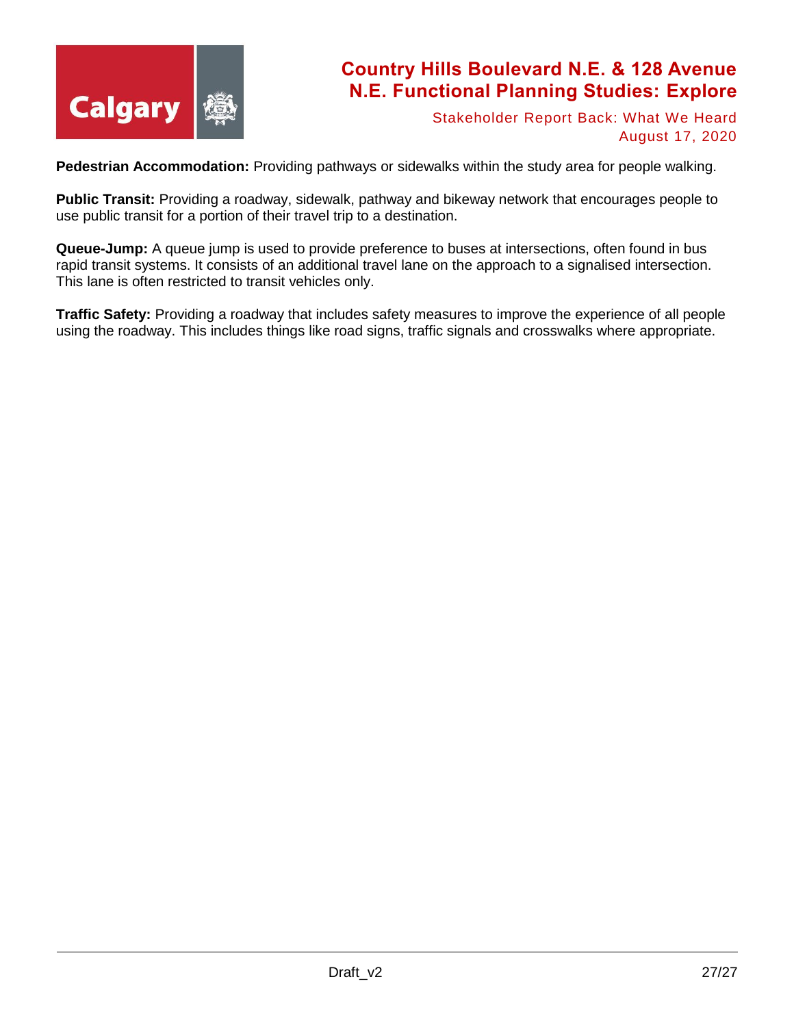**Pedestrian Accommodation:** Providing pathways or sidewalks within the study area for people walking.

**Public Transit:** Providing a roadway, sidewalk, pathway and bikeway network that encourages people to use public transit for a portion of their travel trip to a destination.

**Queue-Jump:** A queue jump is used to provide preference to buses at intersections, often found in bus rapid transit systems. It consists of an additional travel lane on the approach to a signalised intersection. This lane is often restricted to transit vehicles only.

**Traffic Safety:** Providing a roadway that includes safety measures to improve the experience of all people using the roadway. This includes things like road signs, traffic signals and crosswalks where appropriate.